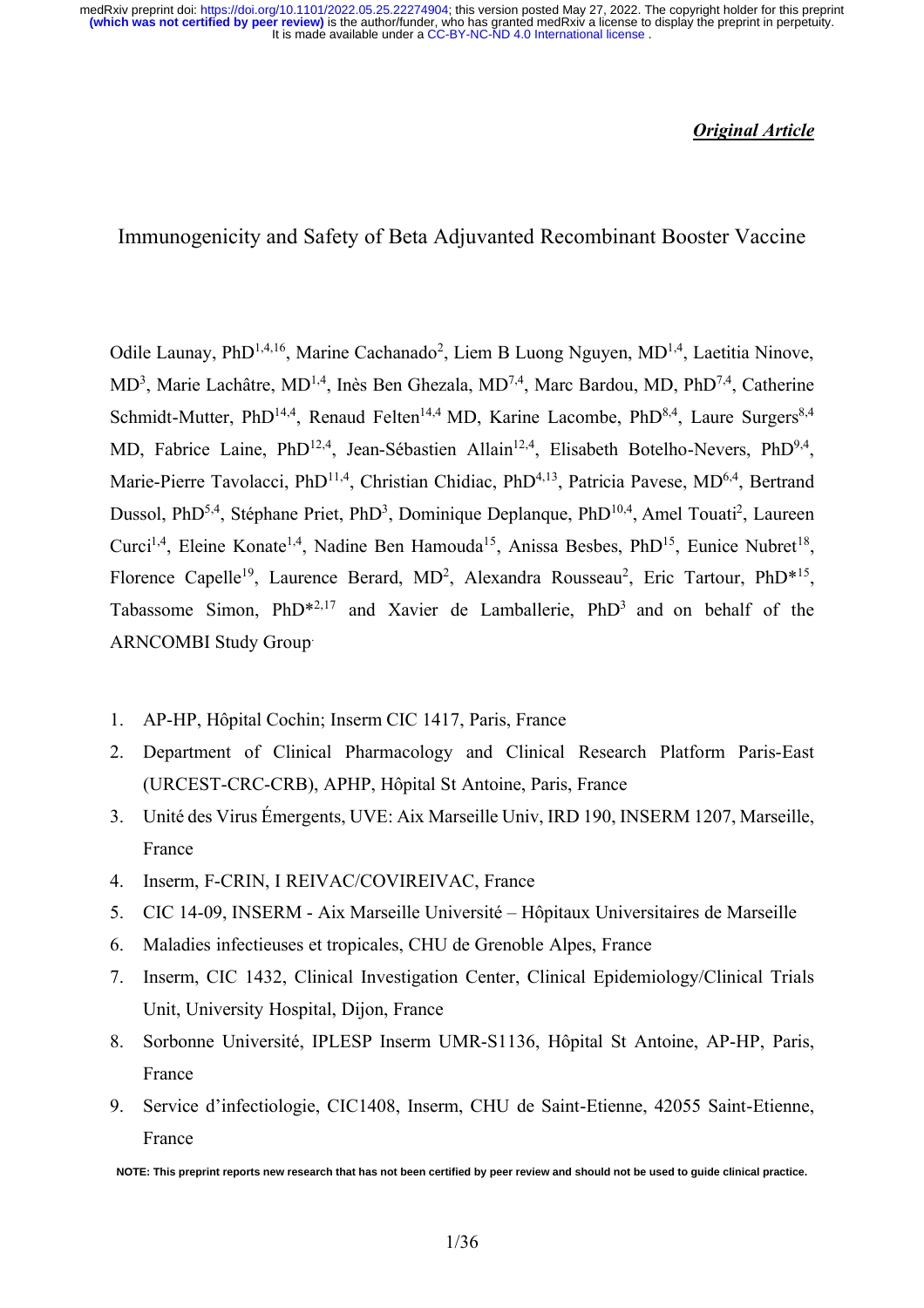*Original Article*

# Immunogenicity and Safety of Beta Adjuvanted Recombinant Booster Vaccine

Odile Launay, PhD[1,4,16], Marine Cachanado[2], Liem B Luong Nguyen, MD[1,4], Laetitia Ninove, MD[3], Marie Lachâtre, MD[1,4], Inès Ben Ghezala, MD[7,4], Marc Bardou, MD, PhD[7,4], Catherine Schmidt-Mutter, PhD[14,4], Renaud Felten[14,4] MD, Karine Lacombe, PhD[8,4], Laure Surgers[8,4] MD, Fabrice Laine, PhD[12,4], Jean-Sébastien Allain[12,4], Elisabeth Botelho-Nevers, PhD[9,4], Marie-Pierre Tavolacci, PhD[11,4], Christian Chidiac, PhD[4,13], Patricia Pavese, MD[6,4], Bertrand Dussol, PhD[5,4], Stéphane Priet, PhD[3], Dominique Deplanque, PhD[10,4], Amel Touati[2], Laureen Curci[1,4], Eleine Konate[1,4], Nadine Ben Hamouda[15], Anissa Besbes, PhD[15], Eunice Nubret[18], Florence Capelle[19], Laurence Berard, MD[2], Alexandra Rousseau[2], Eric Tartour, PhD*[15], Tabassome Simon, PhD*[2,17] and Xavier de Lamballerie, PhD[3] and on behalf of the ARNCOMBI Study Group

1. AP-HP, Hôpital Cochin; Inserm CIC 1417, Paris, France
2. Department of Clinical Pharmacology and Clinical Research Platform Paris-East (URCEST-CRC-CRB), APHP, Hôpital St Antoine, Paris, France
3. Unité des Virus Émergents, UVE: Aix Marseille Univ, IRD 190, INSERM 1207, Marseille, France
4. Inserm, F-CRIN, I REIVAC/COVIREIVAC, France
5. CIC 14-09, INSERM - Aix Marseille Université – Hôpitaux Universitaires de Marseille
6. Maladies infectieuses et tropicales, CHU de Grenoble Alpes, France
7. Inserm, CIC 1432, Clinical Investigation Center, Clinical Epidemiology/Clinical Trials Unit, University Hospital, Dijon, France
8. Sorbonne Université, IPLESP Inserm UMR-S1136, Hôpital St Antoine, AP-HP, Paris, France
9. Service d'infectiologie, CIC1408, Inserm, CHU de Saint-Etienne, 42055 Saint-Etienne, France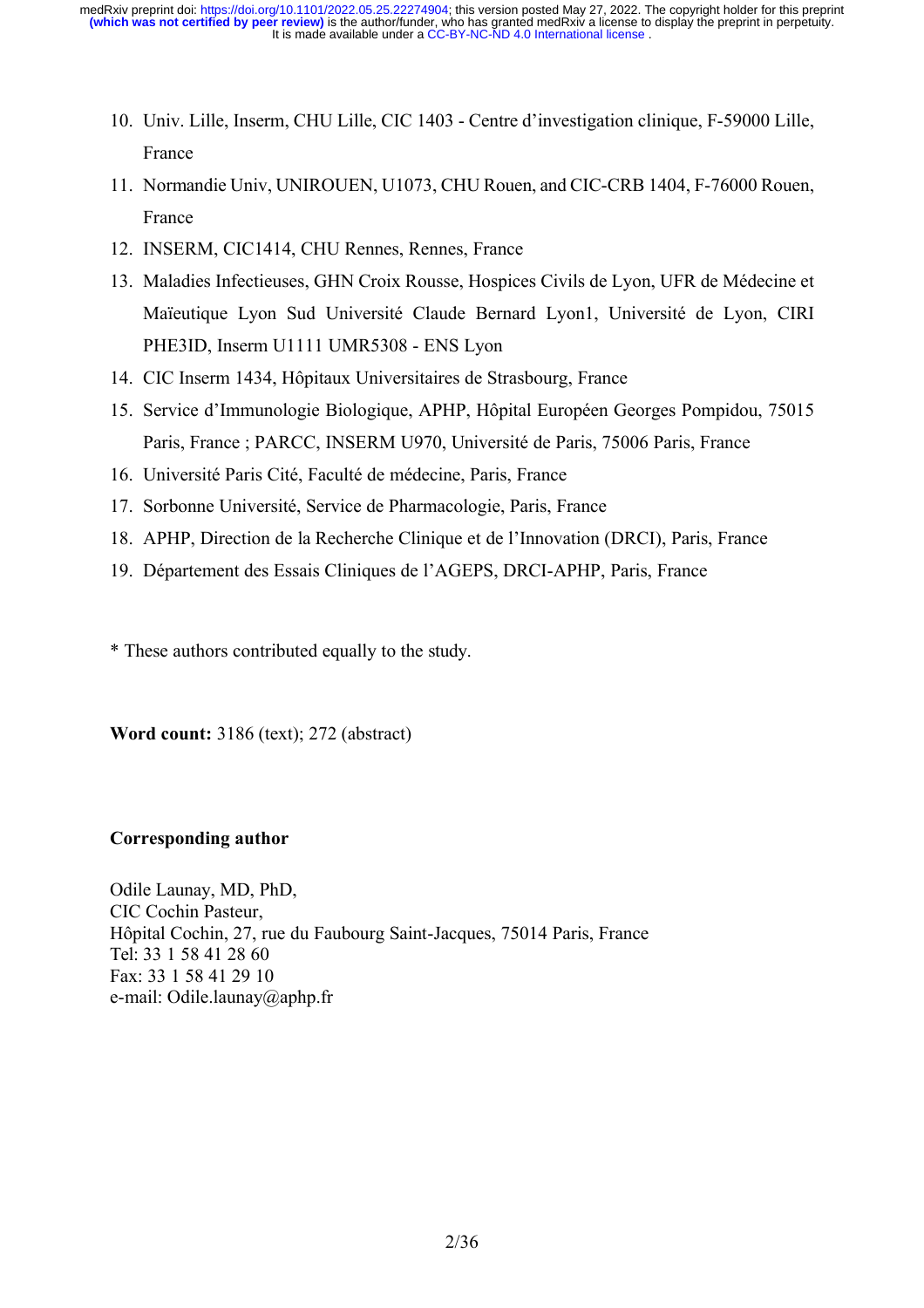10. Univ. Lille, Inserm, CHU Lille, CIC 1403 - Centre d'investigation clinique, F-59000 Lille, France
11. Normandie Univ, UNIROUEN, U1073, CHU Rouen, and CIC-CRB 1404, F-76000 Rouen, France
12. INSERM, CIC1414, CHU Rennes, Rennes, France
13. Maladies Infectieuses, GHN Croix Rousse, Hospices Civils de Lyon, UFR de Médecine et Maïeutique Lyon Sud Université Claude Bernard Lyon1, Université de Lyon, CIRI PHE3ID, Inserm U1111 UMR5308 - ENS Lyon
14. CIC Inserm 1434, Hôpitaux Universitaires de Strasbourg, France
15. Service d'Immunologie Biologique, APHP, Hôpital Européen Georges Pompidou, 75015 Paris, France ; PARCC, INSERM U970, Université de Paris, 75006 Paris, France
16. Université Paris Cité, Faculté de médecine, Paris, France
17. Sorbonne Université, Service de Pharmacologie, Paris, France
18. APHP, Direction de la Recherche Clinique et de l'Innovation (DRCI), Paris, France
19. Département des Essais Cliniques de l'AGEPS, DRCI-APHP, Paris, France

* These authors contributed equally to the study.

**Word count:** 3186 (text); 272 (abstract)

**Corresponding author**

Odile Launay, MD, PhD,
CIC Cochin Pasteur,
Hôpital Cochin, 27, rue du Faubourg Saint-Jacques, 75014 Paris, France
Tel: 33 1 58 41 28 60
Fax: 33 1 58 41 29 10
e-mail: Odile.launay@aphp.fr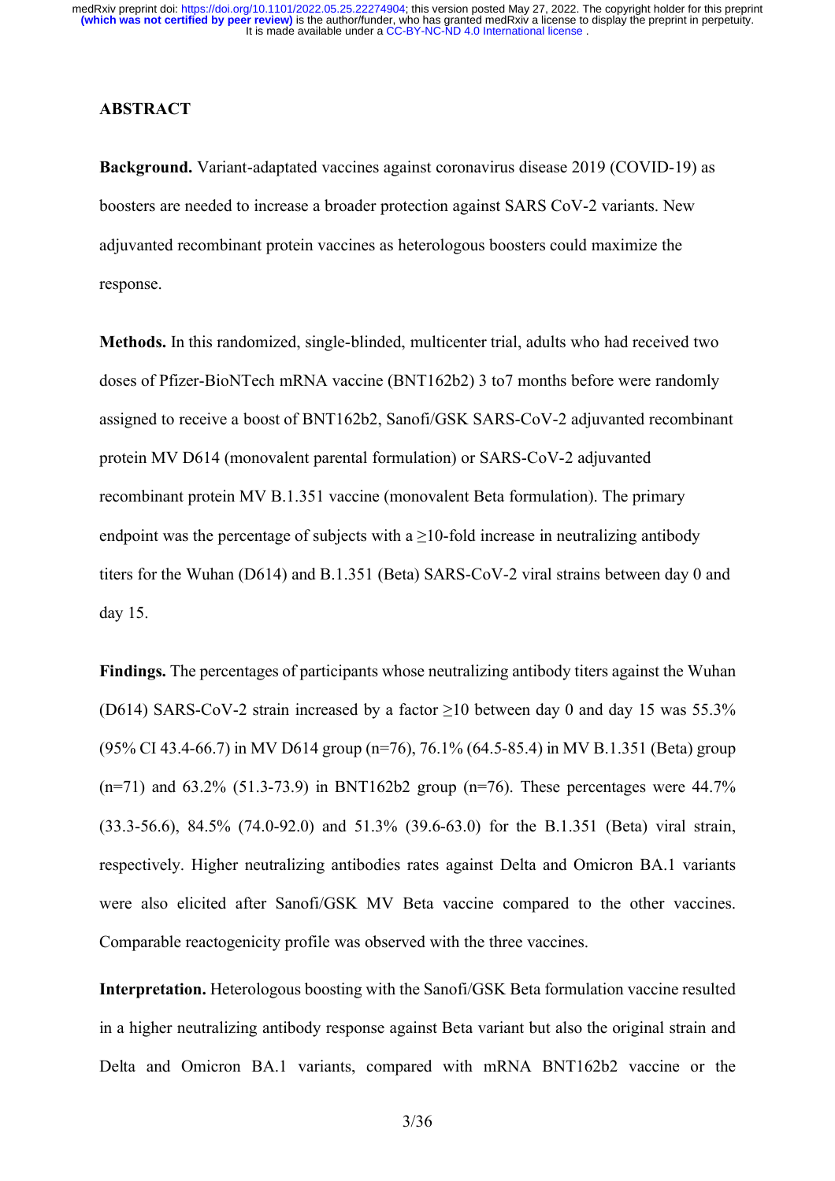## ABSTRACT

**Background.** Variant-adaptated vaccines against coronavirus disease 2019 (COVID-19) as boosters are needed to increase a broader protection against SARS CoV-2 variants. New adjuvanted recombinant protein vaccines as heterologous boosters could maximize the response.

**Methods.** In this randomized, single-blinded, multicenter trial, adults who had received two doses of Pfizer-BioNTech mRNA vaccine (BNT162b2) 3 to7 months before were randomly assigned to receive a boost of BNT162b2, Sanofi/GSK SARS-CoV-2 adjuvanted recombinant protein MV D614 (monovalent parental formulation) or SARS-CoV-2 adjuvanted recombinant protein MV B.1.351 vaccine (monovalent Beta formulation). The primary endpoint was the percentage of subjects with a ≥10-fold increase in neutralizing antibody titers for the Wuhan (D614) and B.1.351 (Beta) SARS-CoV-2 viral strains between day 0 and day 15.

**Findings.** The percentages of participants whose neutralizing antibody titers against the Wuhan (D614) SARS-CoV-2 strain increased by a factor ≥10 between day 0 and day 15 was 55.3% (95% CI 43.4-66.7) in MV D614 group (n=76), 76.1% (64.5-85.4) in MV B.1.351 (Beta) group (n=71) and 63.2% (51.3-73.9) in BNT162b2 group (n=76). These percentages were 44.7% (33.3-56.6), 84.5% (74.0-92.0) and 51.3% (39.6-63.0) for the B.1.351 (Beta) viral strain, respectively. Higher neutralizing antibodies rates against Delta and Omicron BA.1 variants were also elicited after Sanofi/GSK MV Beta vaccine compared to the other vaccines. Comparable reactogenicity profile was observed with the three vaccines.

**Interpretation.** Heterologous boosting with the Sanofi/GSK Beta formulation vaccine resulted in a higher neutralizing antibody response against Beta variant but also the original strain and Delta and Omicron BA.1 variants, compared with mRNA BNT162b2 vaccine or the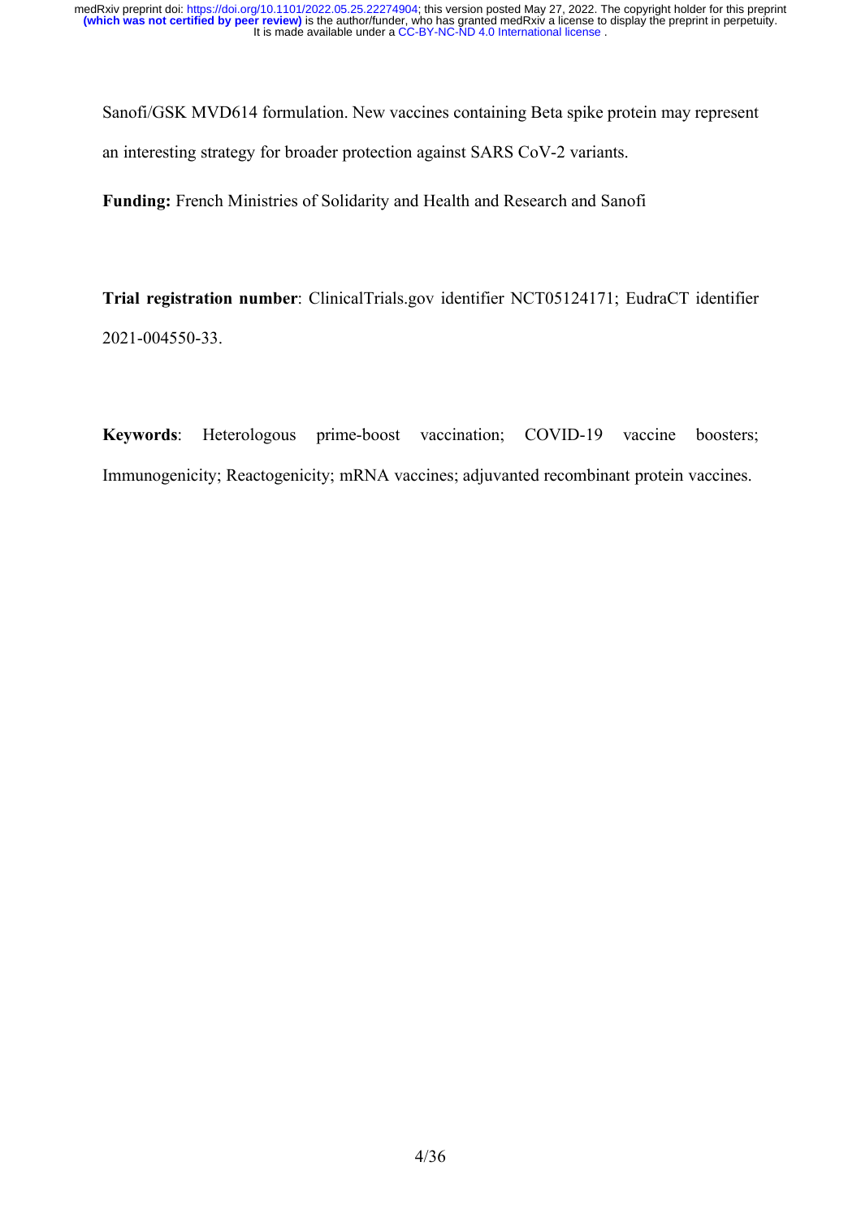Sanofi/GSK MVD614 formulation. New vaccines containing Beta spike protein may represent an interesting strategy for broader protection against SARS CoV-2 variants.

**Funding:** French Ministries of Solidarity and Health and Research and Sanofi

**Trial registration number**: ClinicalTrials.gov identifier NCT05124171; EudraCT identifier 2021-004550-33.

**Keywords**: Heterologous prime-boost vaccination; COVID-19 vaccine boosters; Immunogenicity; Reactogenicity; mRNA vaccines; adjuvanted recombinant protein vaccines.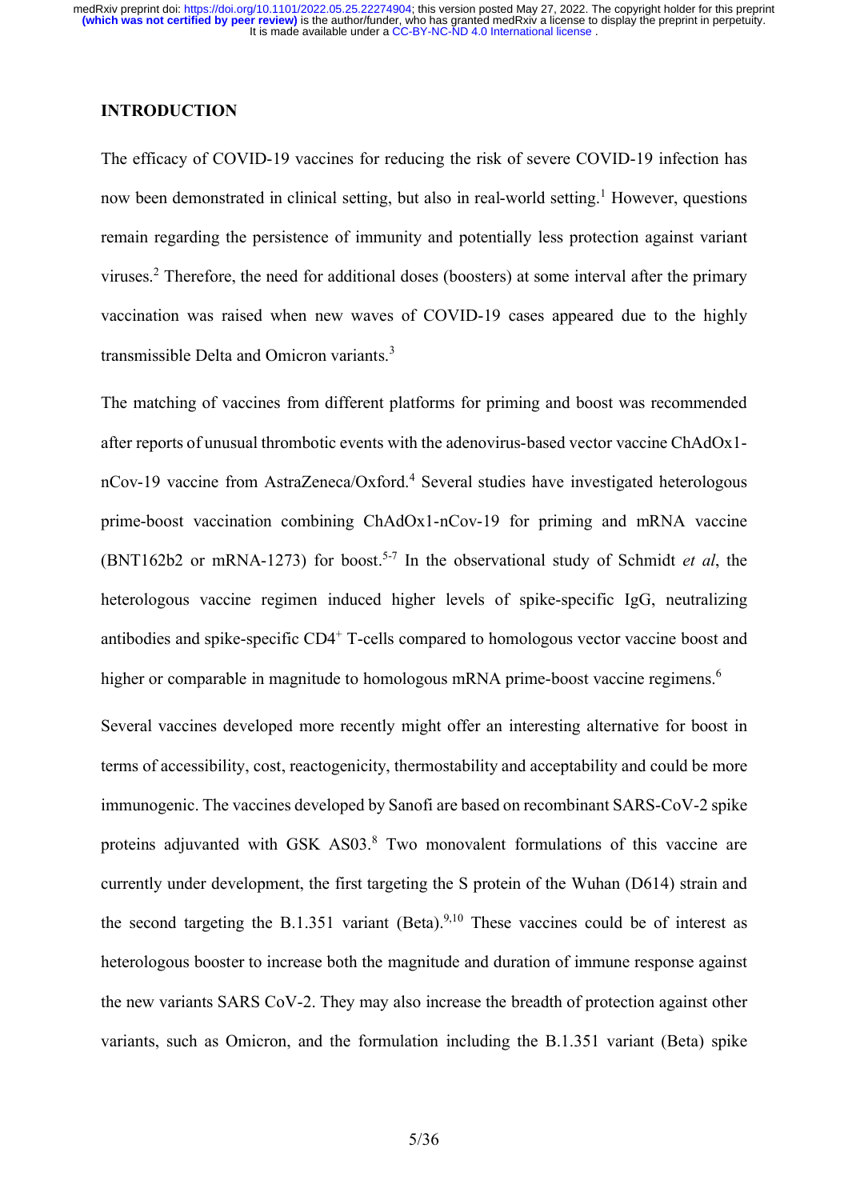## INTRODUCTION

The efficacy of COVID-19 vaccines for reducing the risk of severe COVID-19 infection has now been demonstrated in clinical setting, but also in real-world setting.[1] However, questions remain regarding the persistence of immunity and potentially less protection against variant viruses.[2] Therefore, the need for additional doses (boosters) at some interval after the primary vaccination was raised when new waves of COVID-19 cases appeared due to the highly transmissible Delta and Omicron variants.[3]

The matching of vaccines from different platforms for priming and boost was recommended after reports of unusual thrombotic events with the adenovirus-based vector vaccine ChAdOx1-nCov-19 vaccine from AstraZeneca/Oxford.[4] Several studies have investigated heterologous prime-boost vaccination combining ChAdOx1-nCov-19 for priming and mRNA vaccine (BNT162b2 or mRNA-1273) for boost.[5-7] In the observational study of Schmidt *et al*, the heterologous vaccine regimen induced higher levels of spike-specific IgG, neutralizing antibodies and spike-specific $CD4^+$ T-cells compared to homologous vector vaccine boost and higher or comparable in magnitude to homologous mRNA prime-boost vaccine regimens.[6]

Several vaccines developed more recently might offer an interesting alternative for boost in terms of accessibility, cost, reactogenicity, thermostability and acceptability and could be more immunogenic. The vaccines developed by Sanofi are based on recombinant SARS-CoV-2 spike proteins adjuvanted with GSK AS03.[8] Two monovalent formulations of this vaccine are currently under development, the first targeting the S protein of the Wuhan (D614) strain and the second targeting the B.1.351 variant (Beta).[9,10] These vaccines could be of interest as heterologous booster to increase both the magnitude and duration of immune response against the new variants SARS CoV-2. They may also increase the breadth of protection against other variants, such as Omicron, and the formulation including the B.1.351 variant (Beta) spike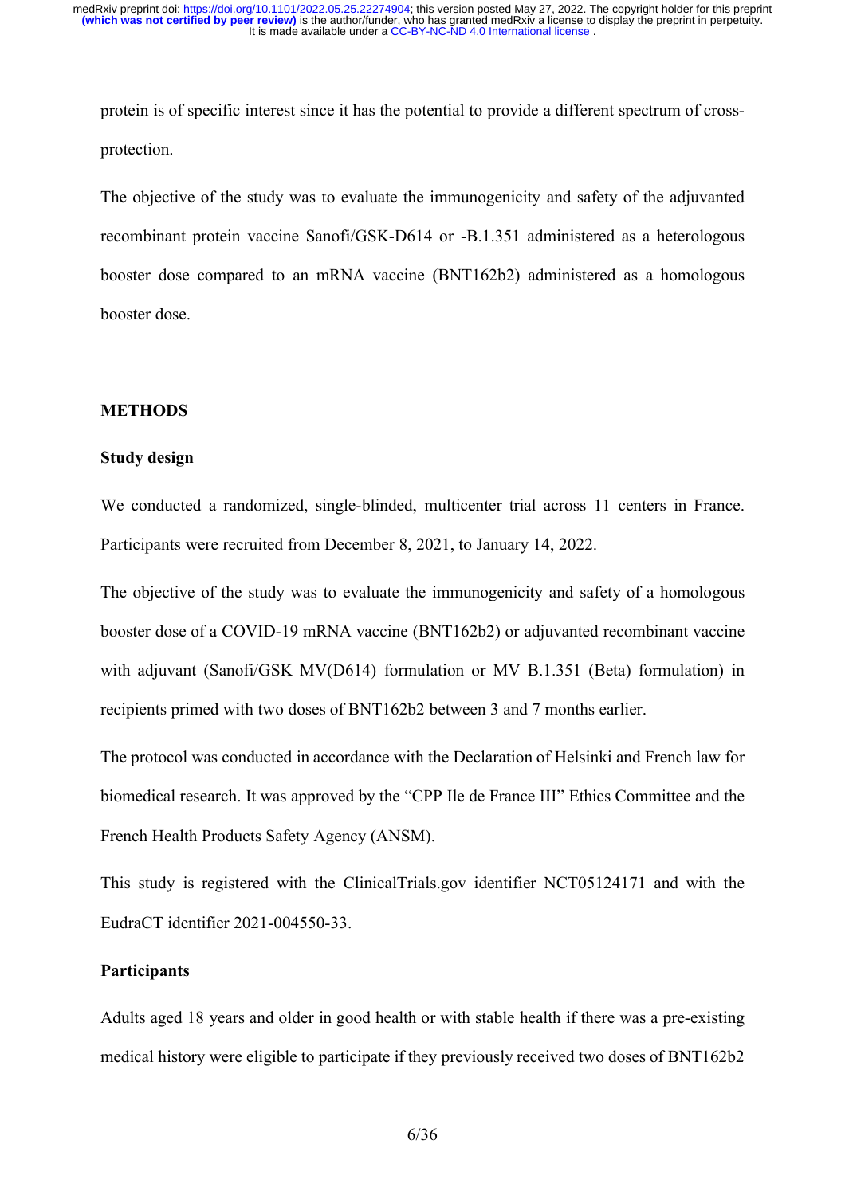protein is of specific interest since it has the potential to provide a different spectrum of cross-protection.

The objective of the study was to evaluate the immunogenicity and safety of the adjuvanted recombinant protein vaccine Sanofi/GSK-D614 or -B.1.351 administered as a heterologous booster dose compared to an mRNA vaccine (BNT162b2) administered as a homologous booster dose.

## METHODS

### Study design

We conducted a randomized, single-blinded, multicenter trial across 11 centers in France. Participants were recruited from December 8, 2021, to January 14, 2022.

The objective of the study was to evaluate the immunogenicity and safety of a homologous booster dose of a COVID-19 mRNA vaccine (BNT162b2) or adjuvanted recombinant vaccine with adjuvant (Sanofi/GSK MV(D614) formulation or MV B.1.351 (Beta) formulation) in recipients primed with two doses of BNT162b2 between 3 and 7 months earlier.

The protocol was conducted in accordance with the Declaration of Helsinki and French law for biomedical research. It was approved by the "CPP Ile de France III" Ethics Committee and the French Health Products Safety Agency (ANSM).

This study is registered with the ClinicalTrials.gov identifier NCT05124171 and with the EudraCT identifier 2021-004550-33.

### Participants

Adults aged 18 years and older in good health or with stable health if there was a pre-existing medical history were eligible to participate if they previously received two doses of BNT162b2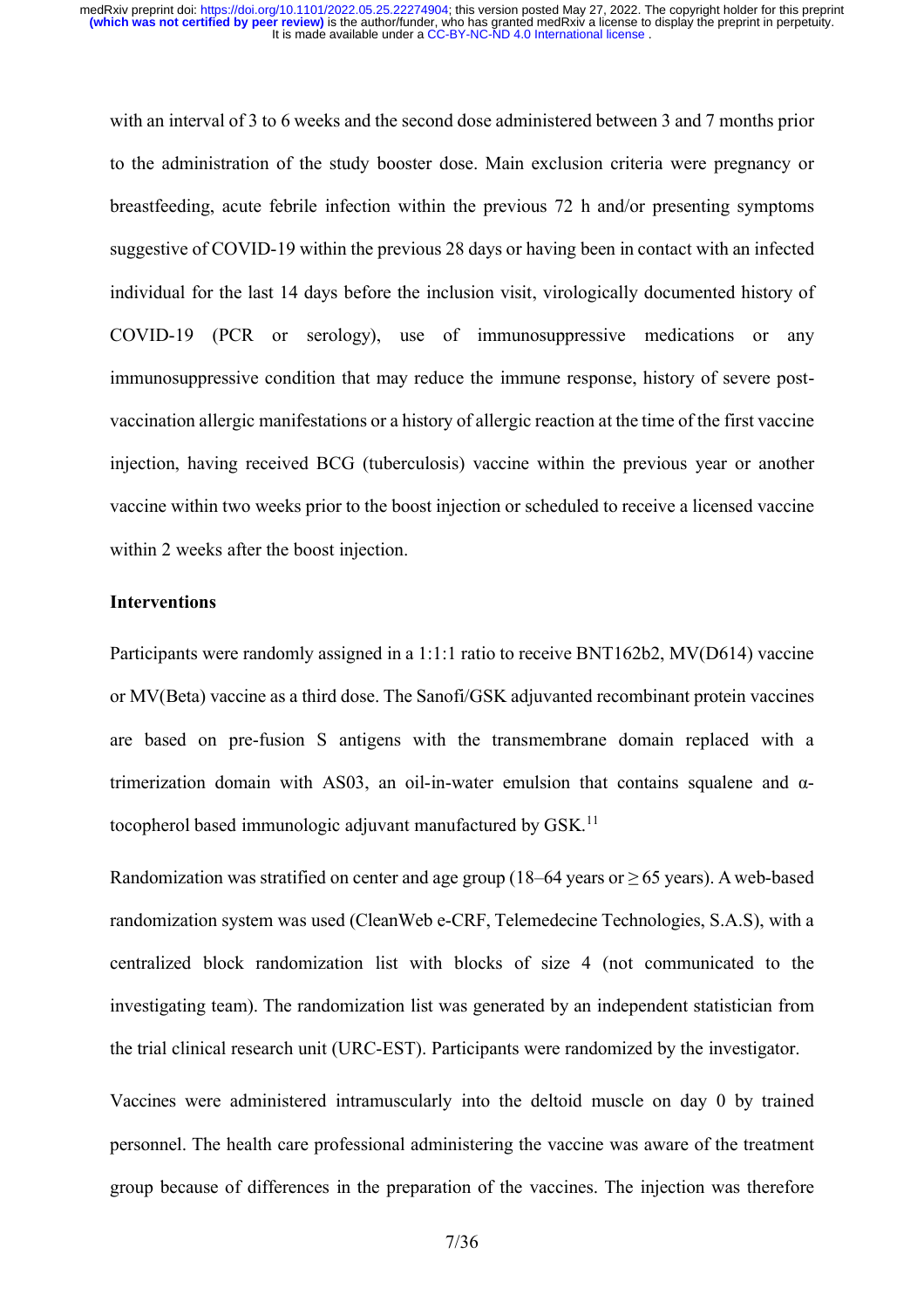with an interval of 3 to 6 weeks and the second dose administered between 3 and 7 months prior to the administration of the study booster dose. Main exclusion criteria were pregnancy or breastfeeding, acute febrile infection within the previous 72 h and/or presenting symptoms suggestive of COVID-19 within the previous 28 days or having been in contact with an infected individual for the last 14 days before the inclusion visit, virologically documented history of COVID-19 (PCR or serology), use of immunosuppressive medications or any immunosuppressive condition that may reduce the immune response, history of severe post-vaccination allergic manifestations or a history of allergic reaction at the time of the first vaccine injection, having received BCG (tuberculosis) vaccine within the previous year or another vaccine within two weeks prior to the boost injection or scheduled to receive a licensed vaccine within 2 weeks after the boost injection.

**Interventions**

Participants were randomly assigned in a 1:1:1 ratio to receive BNT162b2, MV(D614) vaccine or MV(Beta) vaccine as a third dose. The Sanofi/GSK adjuvanted recombinant protein vaccines are based on pre-fusion S antigens with the transmembrane domain replaced with a trimerization domain with AS03, an oil-in-water emulsion that contains squalene and α-tocopherol based immunologic adjuvant manufactured by GSK.[11]

Randomization was stratified on center and age group (18–64 years or ≥ 65 years). A web-based randomization system was used (CleanWeb e-CRF, Telemedecine Technologies, S.A.S), with a centralized block randomization list with blocks of size 4 (not communicated to the investigating team). The randomization list was generated by an independent statistician from the trial clinical research unit (URC-EST). Participants were randomized by the investigator.

Vaccines were administered intramuscularly into the deltoid muscle on day 0 by trained personnel. The health care professional administering the vaccine was aware of the treatment group because of differences in the preparation of the vaccines. The injection was therefore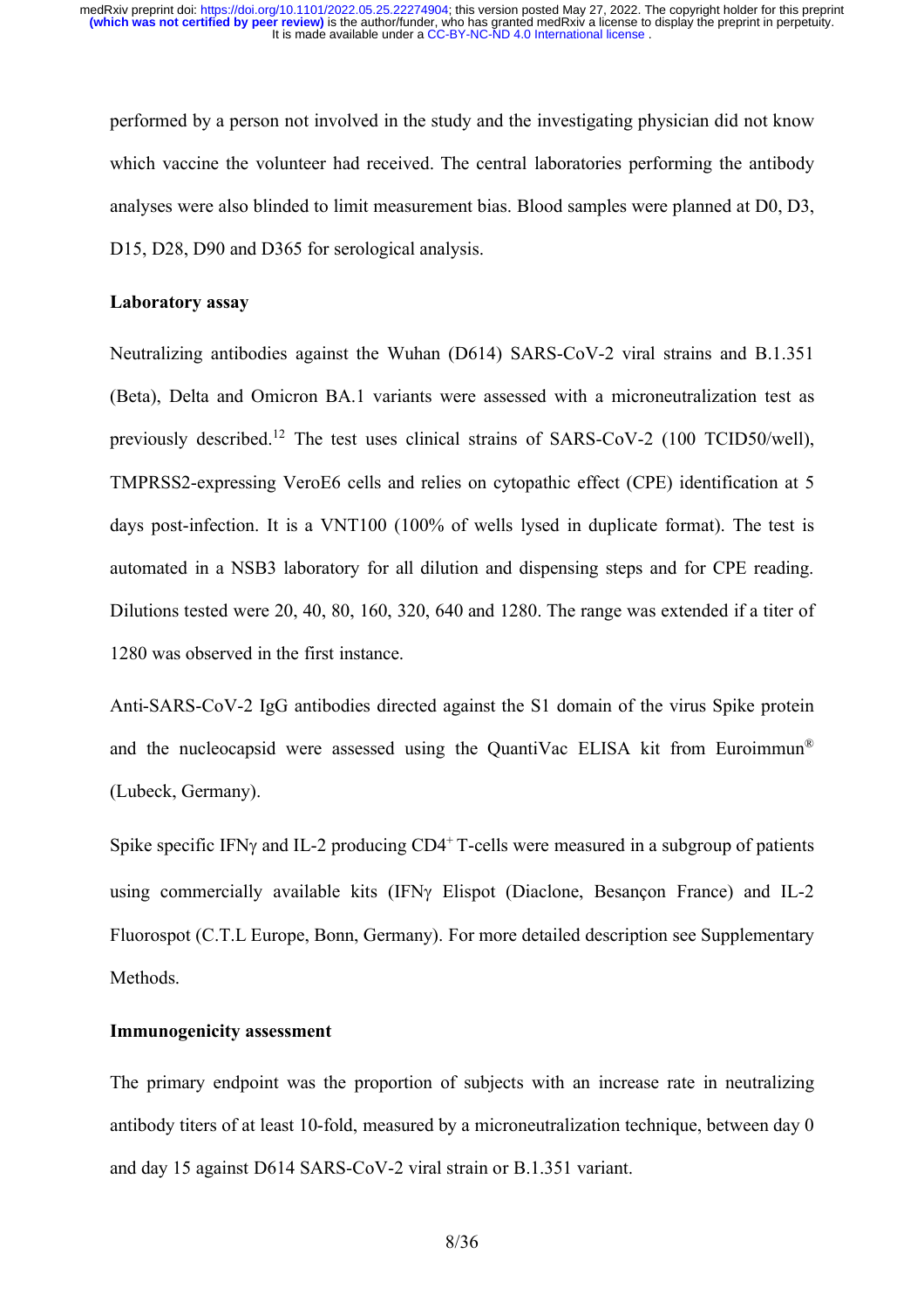performed by a person not involved in the study and the investigating physician did not know which vaccine the volunteer had received. The central laboratories performing the antibody analyses were also blinded to limit measurement bias. Blood samples were planned at D0, D3, D15, D28, D90 and D365 for serological analysis.

**Laboratory assay**

Neutralizing antibodies against the Wuhan (D614) SARS-CoV-2 viral strains and B.1.351 (Beta), Delta and Omicron BA.1 variants were assessed with a microneutralization test as previously described.[12] The test uses clinical strains of SARS-CoV-2 (100 TCID50/well), TMPRSS2-expressing VeroE6 cells and relies on cytopathic effect (CPE) identification at 5 days post-infection. It is a VNT100 (100% of wells lysed in duplicate format). The test is automated in a NSB3 laboratory for all dilution and dispensing steps and for CPE reading. Dilutions tested were 20, 40, 80, 160, 320, 640 and 1280. The range was extended if a titer of 1280 was observed in the first instance.

Anti-SARS-CoV-2 IgG antibodies directed against the S1 domain of the virus Spike protein and the nucleocapsid were assessed using the QuantiVac ELISA kit from Euroimmun® (Lubeck, Germany).

Spike specific IFNγ and IL-2 producing $CD4^+$ T-cells were measured in a subgroup of patients using commercially available kits (IFNγ Elispot (Diaclone, Besançon France) and IL-2 Fluorospot (C.T.L Europe, Bonn, Germany). For more detailed description see Supplementary Methods.

**Immunogenicity assessment**

The primary endpoint was the proportion of subjects with an increase rate in neutralizing antibody titers of at least 10-fold, measured by a microneutralization technique, between day 0 and day 15 against D614 SARS-CoV-2 viral strain or B.1.351 variant.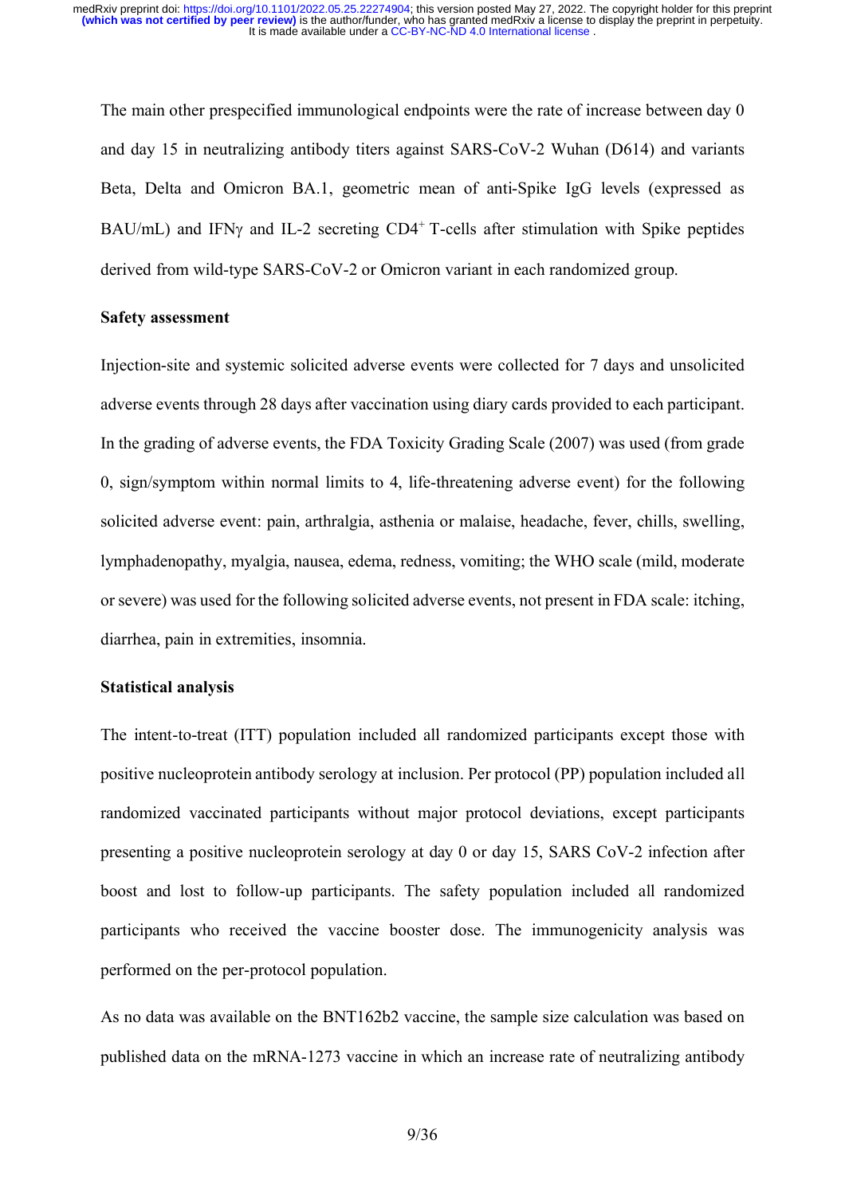The main other prespecified immunological endpoints were the rate of increase between day 0 and day 15 in neutralizing antibody titers against SARS-CoV-2 Wuhan (D614) and variants Beta, Delta and Omicron BA.1, geometric mean of anti-Spike IgG levels (expressed as BAU/mL) and IFNγ and IL-2 secreting $CD4^+$ T-cells after stimulation with Spike peptides derived from wild-type SARS-CoV-2 or Omicron variant in each randomized group.

**Safety assessment**

Injection-site and systemic solicited adverse events were collected for 7 days and unsolicited adverse events through 28 days after vaccination using diary cards provided to each participant. In the grading of adverse events, the FDA Toxicity Grading Scale (2007) was used (from grade 0, sign/symptom within normal limits to 4, life-threatening adverse event) for the following solicited adverse event: pain, arthralgia, asthenia or malaise, headache, fever, chills, swelling, lymphadenopathy, myalgia, nausea, edema, redness, vomiting; the WHO scale (mild, moderate or severe) was used for the following solicited adverse events, not present in FDA scale: itching, diarrhea, pain in extremities, insomnia.

**Statistical analysis**

The intent-to-treat (ITT) population included all randomized participants except those with positive nucleoprotein antibody serology at inclusion. Per protocol (PP) population included all randomized vaccinated participants without major protocol deviations, except participants presenting a positive nucleoprotein serology at day 0 or day 15, SARS CoV-2 infection after boost and lost to follow-up participants. The safety population included all randomized participants who received the vaccine booster dose. The immunogenicity analysis was performed on the per-protocol population.

As no data was available on the BNT162b2 vaccine, the sample size calculation was based on published data on the mRNA-1273 vaccine in which an increase rate of neutralizing antibody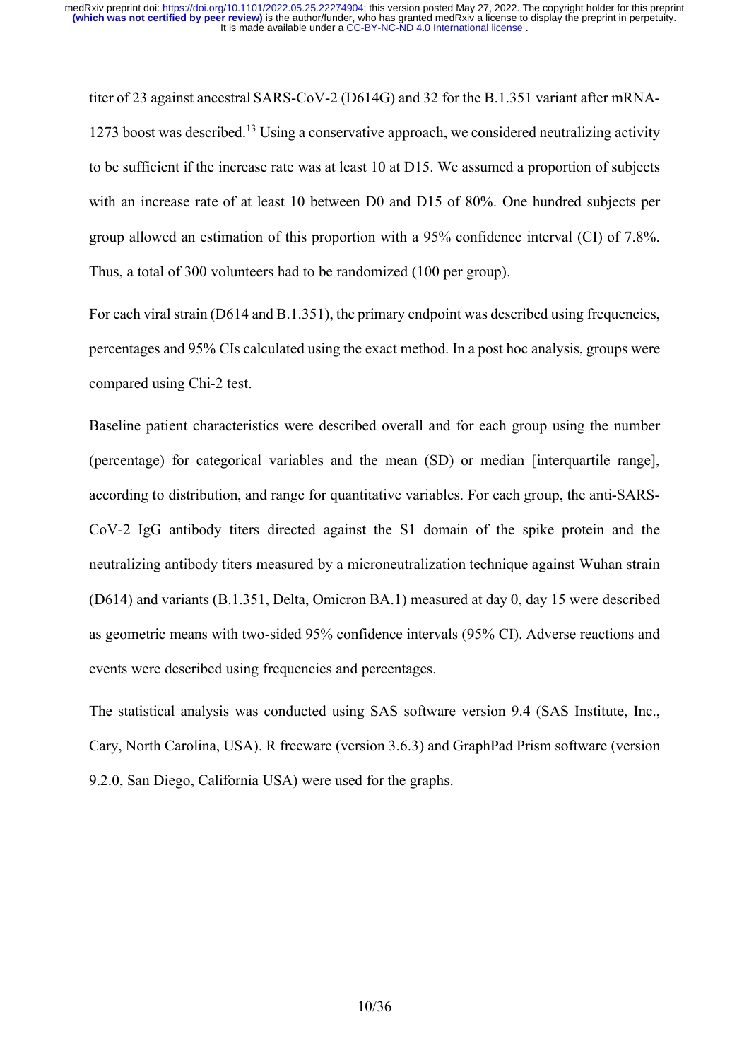titer of 23 against ancestral SARS-CoV-2 (D614G) and 32 for the B.1.351 variant after mRNA-1273 boost was described.[13] Using a conservative approach, we considered neutralizing activity to be sufficient if the increase rate was at least 10 at D15. We assumed a proportion of subjects with an increase rate of at least 10 between D0 and D15 of 80%. One hundred subjects per group allowed an estimation of this proportion with a 95% confidence interval (CI) of 7.8%. Thus, a total of 300 volunteers had to be randomized (100 per group).

For each viral strain (D614 and B.1.351), the primary endpoint was described using frequencies, percentages and 95% CIs calculated using the exact method. In a post hoc analysis, groups were compared using Chi-2 test.

Baseline patient characteristics were described overall and for each group using the number (percentage) for categorical variables and the mean (SD) or median [interquartile range], according to distribution, and range for quantitative variables. For each group, the anti-SARS-CoV-2 IgG antibody titers directed against the S1 domain of the spike protein and the neutralizing antibody titers measured by a microneutralization technique against Wuhan strain (D614) and variants (B.1.351, Delta, Omicron BA.1) measured at day 0, day 15 were described as geometric means with two-sided 95% confidence intervals (95% CI). Adverse reactions and events were described using frequencies and percentages.

The statistical analysis was conducted using SAS software version 9.4 (SAS Institute, Inc., Cary, North Carolina, USA). R freeware (version 3.6.3) and GraphPad Prism software (version 9.2.0, San Diego, California USA) were used for the graphs.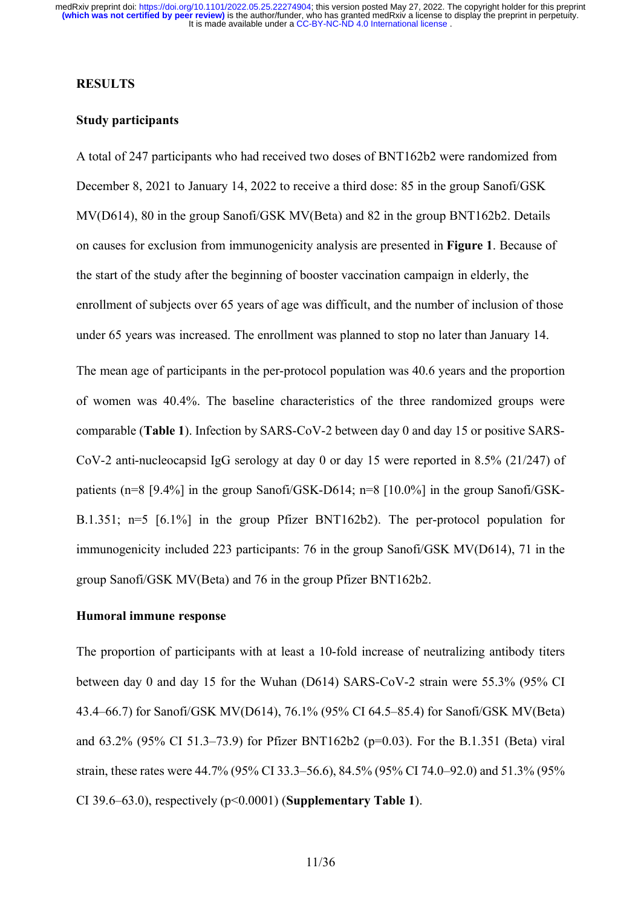## RESULTS

### Study participants

A total of 247 participants who had received two doses of BNT162b2 were randomized from December 8, 2021 to January 14, 2022 to receive a third dose: 85 in the group Sanofi/GSK MV(D614), 80 in the group Sanofi/GSK MV(Beta) and 82 in the group BNT162b2. Details on causes for exclusion from immunogenicity analysis are presented in **Figure 1**. Because of the start of the study after the beginning of booster vaccination campaign in elderly, the enrollment of subjects over 65 years of age was difficult, and the number of inclusion of those under 65 years was increased. The enrollment was planned to stop no later than January 14.

The mean age of participants in the per-protocol population was 40.6 years and the proportion of women was 40.4%. The baseline characteristics of the three randomized groups were comparable (**Table 1**). Infection by SARS-CoV-2 between day 0 and day 15 or positive SARS-CoV-2 anti-nucleocapsid IgG serology at day 0 or day 15 were reported in 8.5% (21/247) of patients (n=8 [9.4%] in the group Sanofi/GSK-D614; n=8 [10.0%] in the group Sanofi/GSK-B.1.351; n=5 [6.1%] in the group Pfizer BNT162b2). The per-protocol population for immunogenicity included 223 participants: 76 in the group Sanofi/GSK MV(D614), 71 in the group Sanofi/GSK MV(Beta) and 76 in the group Pfizer BNT162b2.

### Humoral immune response

The proportion of participants with at least a 10-fold increase of neutralizing antibody titers between day 0 and day 15 for the Wuhan (D614) SARS-CoV-2 strain were 55.3% (95% CI 43.4–66.7) for Sanofi/GSK MV(D614), 76.1% (95% CI 64.5–85.4) for Sanofi/GSK MV(Beta) and 63.2% (95% CI 51.3–73.9) for Pfizer BNT162b2 ($p=0.03$). For the B.1.351 (Beta) viral strain, these rates were 44.7% (95% CI 33.3–56.6), 84.5% (95% CI 74.0–92.0) and 51.3% (95% CI 39.6–63.0), respectively ($p<0.0001$) (**Supplementary Table 1**).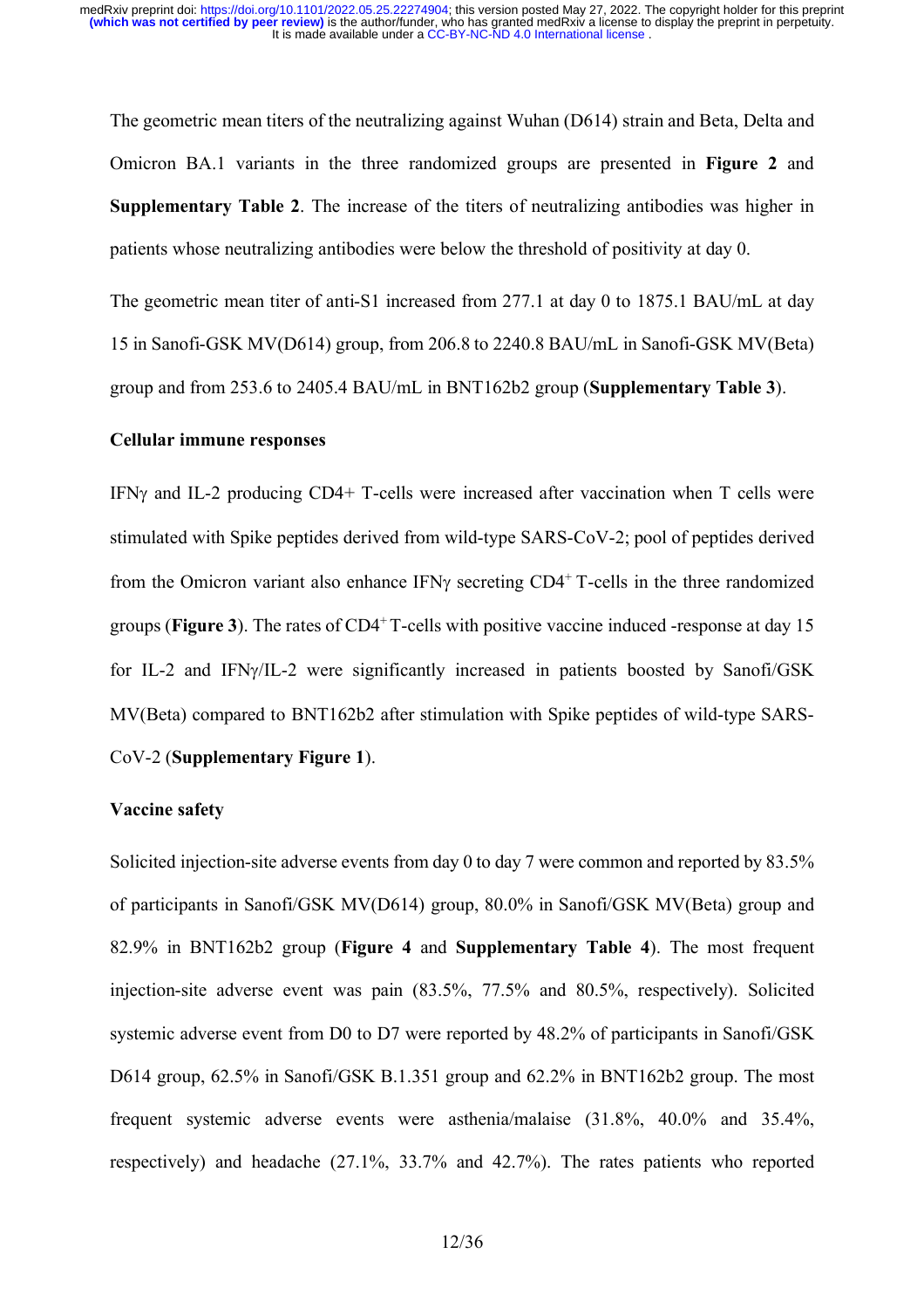The geometric mean titers of the neutralizing against Wuhan (D614) strain and Beta, Delta and Omicron BA.1 variants in the three randomized groups are presented in **Figure 2** and **Supplementary Table 2**. The increase of the titers of neutralizing antibodies was higher in patients whose neutralizing antibodies were below the threshold of positivity at day 0.

The geometric mean titer of anti-S1 increased from 277.1 at day 0 to 1875.1 BAU/mL at day 15 in Sanofi-GSK MV(D614) group, from 206.8 to 2240.8 BAU/mL in Sanofi-GSK MV(Beta) group and from 253.6 to 2405.4 BAU/mL in BNT162b2 group (**Supplementary Table 3**).

**Cellular immune responses**

IFNγ and IL-2 producing CD4+ T-cells were increased after vaccination when T cells were stimulated with Spike peptides derived from wild-type SARS-CoV-2; pool of peptides derived from the Omicron variant also enhance IFNγ secreting $CD4^{+}$ T-cells in the three randomized groups (**Figure 3**). The rates of $CD4^{+}$ T-cells with positive vaccine induced -response at day 15 for IL-2 and IFNγ/IL-2 were significantly increased in patients boosted by Sanofi/GSK MV(Beta) compared to BNT162b2 after stimulation with Spike peptides of wild-type SARS-CoV-2 (**Supplementary Figure 1**).

**Vaccine safety**

Solicited injection-site adverse events from day 0 to day 7 were common and reported by 83.5% of participants in Sanofi/GSK MV(D614) group, 80.0% in Sanofi/GSK MV(Beta) group and 82.9% in BNT162b2 group (**Figure 4** and **Supplementary Table 4**). The most frequent injection-site adverse event was pain (83.5%, 77.5% and 80.5%, respectively). Solicited systemic adverse event from D0 to D7 were reported by 48.2% of participants in Sanofi/GSK D614 group, 62.5% in Sanofi/GSK B.1.351 group and 62.2% in BNT162b2 group. The most frequent systemic adverse events were asthenia/malaise (31.8%, 40.0% and 35.4%, respectively) and headache (27.1%, 33.7% and 42.7%). The rates patients who reported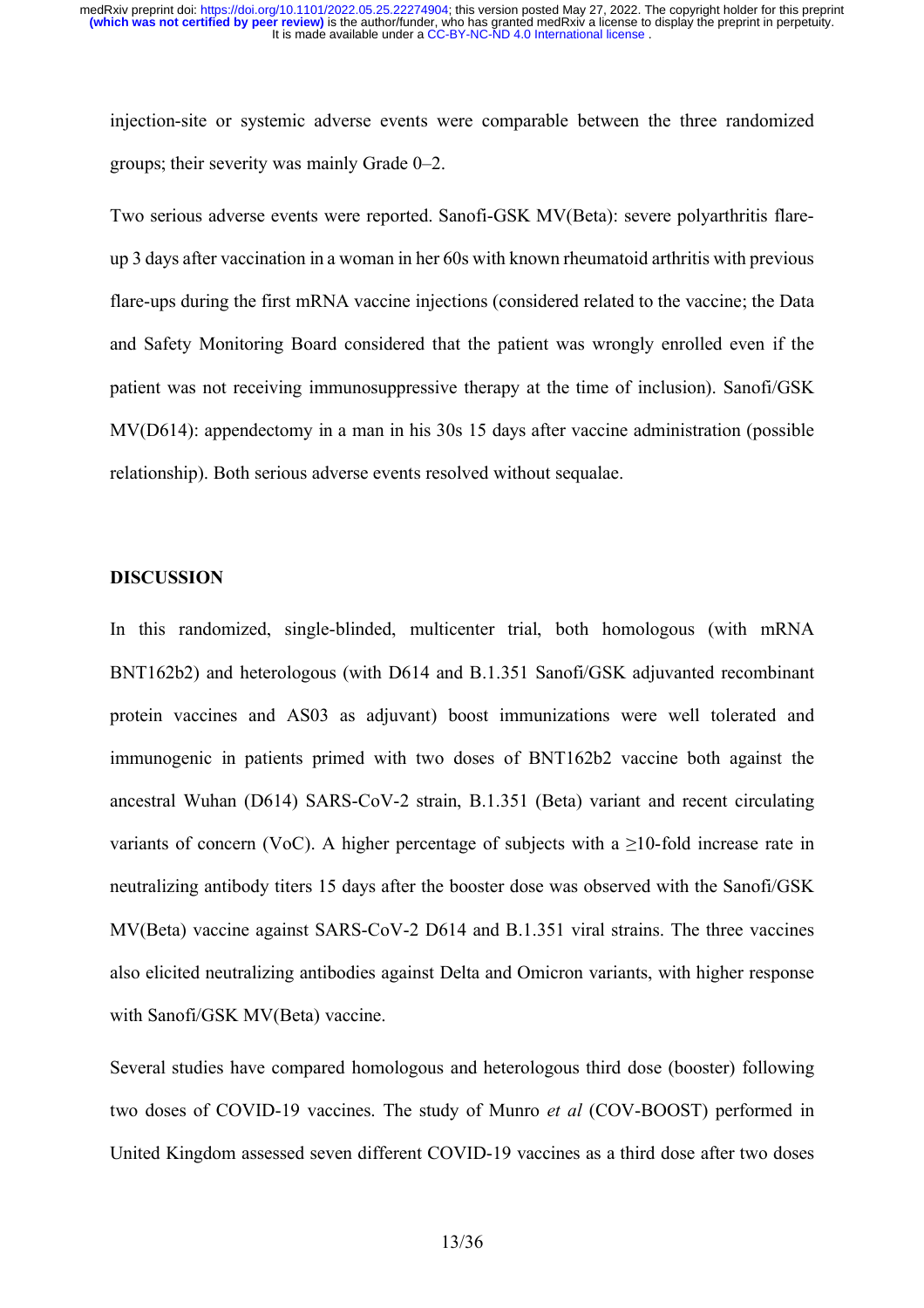injection-site or systemic adverse events were comparable between the three randomized groups; their severity was mainly Grade 0–2.

Two serious adverse events were reported. Sanofi-GSK MV(Beta): severe polyarthritis flare-up 3 days after vaccination in a woman in her 60s with known rheumatoid arthritis with previous flare-ups during the first mRNA vaccine injections (considered related to the vaccine; the Data and Safety Monitoring Board considered that the patient was wrongly enrolled even if the patient was not receiving immunosuppressive therapy at the time of inclusion). Sanofi/GSK MV(D614): appendectomy in a man in his 30s 15 days after vaccine administration (possible relationship). Both serious adverse events resolved without sequalae.

## DISCUSSION

In this randomized, single-blinded, multicenter trial, both homologous (with mRNA BNT162b2) and heterologous (with D614 and B.1.351 Sanofi/GSK adjuvanted recombinant protein vaccines and AS03 as adjuvant) boost immunizations were well tolerated and immunogenic in patients primed with two doses of BNT162b2 vaccine both against the ancestral Wuhan (D614) SARS-CoV-2 strain, B.1.351 (Beta) variant and recent circulating variants of concern (VoC). A higher percentage of subjects with a $\geq$10-fold increase rate in neutralizing antibody titers 15 days after the booster dose was observed with the Sanofi/GSK MV(Beta) vaccine against SARS-CoV-2 D614 and B.1.351 viral strains. The three vaccines also elicited neutralizing antibodies against Delta and Omicron variants, with higher response with Sanofi/GSK MV(Beta) vaccine.

Several studies have compared homologous and heterologous third dose (booster) following two doses of COVID-19 vaccines. The study of Munro *et al* (COV-BOOST) performed in United Kingdom assessed seven different COVID-19 vaccines as a third dose after two doses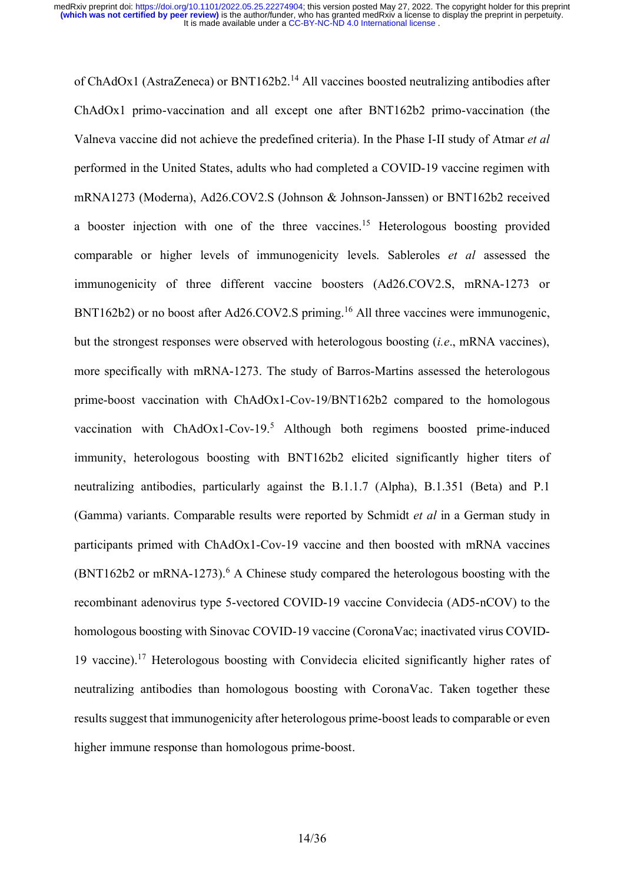of ChAdOx1 (AstraZeneca) or BNT162b2.[14] All vaccines boosted neutralizing antibodies after ChAdOx1 primo-vaccination and all except one after BNT162b2 primo-vaccination (the Valneva vaccine did not achieve the predefined criteria). In the Phase I-II study of Atmar *et al* performed in the United States, adults who had completed a COVID-19 vaccine regimen with mRNA1273 (Moderna), Ad26.COV2.S (Johnson & Johnson-Janssen) or BNT162b2 received a booster injection with one of the three vaccines.[15] Heterologous boosting provided comparable or higher levels of immunogenicity levels. Sableroles *et al* assessed the immunogenicity of three different vaccine boosters (Ad26.COV2.S, mRNA-1273 or BNT162b2) or no boost after Ad26.COV2.S priming.[16] All three vaccines were immunogenic, but the strongest responses were observed with heterologous boosting (*i.e*., mRNA vaccines), more specifically with mRNA-1273. The study of Barros-Martins assessed the heterologous prime-boost vaccination with ChAdOx1-Cov-19/BNT162b2 compared to the homologous vaccination with ChAdOx1-Cov-19.[5] Although both regimens boosted prime-induced immunity, heterologous boosting with BNT162b2 elicited significantly higher titers of neutralizing antibodies, particularly against the B.1.1.7 (Alpha), B.1.351 (Beta) and P.1 (Gamma) variants. Comparable results were reported by Schmidt *et al* in a German study in participants primed with ChAdOx1-Cov-19 vaccine and then boosted with mRNA vaccines (BNT162b2 or mRNA-1273).[6] A Chinese study compared the heterologous boosting with the recombinant adenovirus type 5-vectored COVID-19 vaccine Convidecia (AD5-nCOV) to the homologous boosting with Sinovac COVID-19 vaccine (CoronaVac; inactivated virus COVID-19 vaccine).[17] Heterologous boosting with Convidecia elicited significantly higher rates of neutralizing antibodies than homologous boosting with CoronaVac. Taken together these results suggest that immunogenicity after heterologous prime-boost leads to comparable or even higher immune response than homologous prime-boost.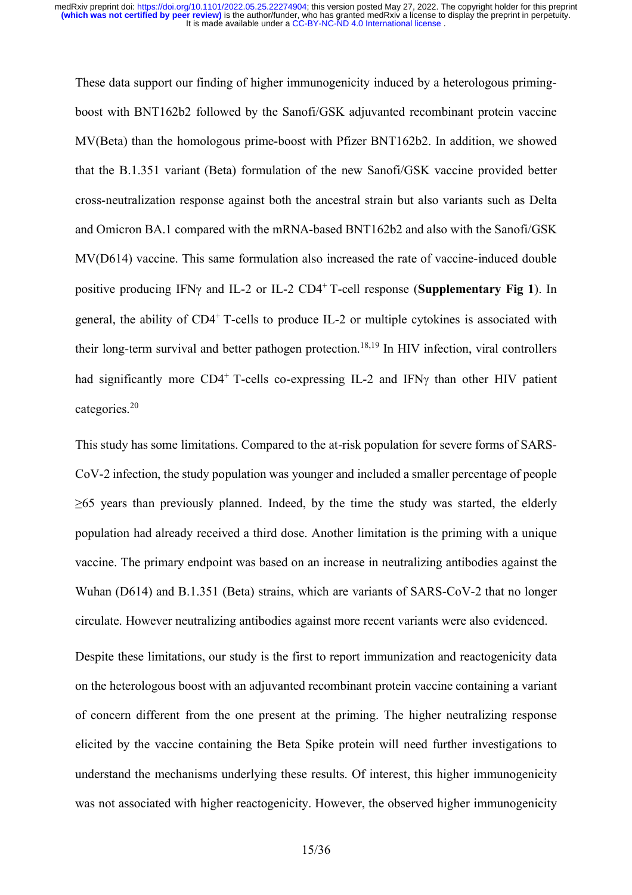These data support our finding of higher immunogenicity induced by a heterologous priming-boost with BNT162b2 followed by the Sanofi/GSK adjuvanted recombinant protein vaccine MV(Beta) than the homologous prime-boost with Pfizer BNT162b2. In addition, we showed that the B.1.351 variant (Beta) formulation of the new Sanofi/GSK vaccine provided better cross-neutralization response against both the ancestral strain but also variants such as Delta and Omicron BA.1 compared with the mRNA-based BNT162b2 and also with the Sanofi/GSK MV(D614) vaccine. This same formulation also increased the rate of vaccine-induced double positive producing IFNγ and IL-2 or IL-2 $CD4^+$ T-cell response (**Supplementary Fig 1**). In general, the ability of $CD4^+$ T-cells to produce IL-2 or multiple cytokines is associated with their long-term survival and better pathogen protection.[18,19] In HIV infection, viral controllers had significantly more $CD4^+$ T-cells co-expressing IL-2 and IFNγ than other HIV patient categories.[20]

This study has some limitations. Compared to the at-risk population for severe forms of SARS-CoV-2 infection, the study population was younger and included a smaller percentage of people ≥65 years than previously planned. Indeed, by the time the study was started, the elderly population had already received a third dose. Another limitation is the priming with a unique vaccine. The primary endpoint was based on an increase in neutralizing antibodies against the Wuhan (D614) and B.1.351 (Beta) strains, which are variants of SARS-CoV-2 that no longer circulate. However neutralizing antibodies against more recent variants were also evidenced.

Despite these limitations, our study is the first to report immunization and reactogenicity data on the heterologous boost with an adjuvanted recombinant protein vaccine containing a variant of concern different from the one present at the priming. The higher neutralizing response elicited by the vaccine containing the Beta Spike protein will need further investigations to understand the mechanisms underlying these results. Of interest, this higher immunogenicity was not associated with higher reactogenicity. However, the observed higher immunogenicity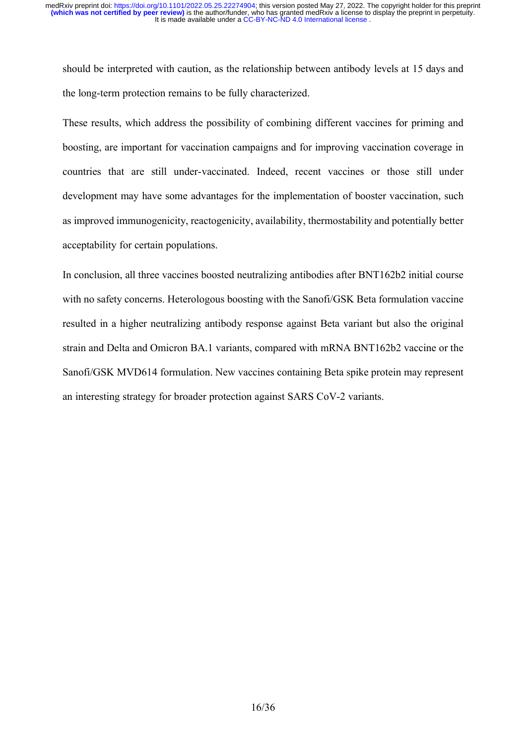should be interpreted with caution, as the relationship between antibody levels at 15 days and the long-term protection remains to be fully characterized.

These results, which address the possibility of combining different vaccines for priming and boosting, are important for vaccination campaigns and for improving vaccination coverage in countries that are still under-vaccinated. Indeed, recent vaccines or those still under development may have some advantages for the implementation of booster vaccination, such as improved immunogenicity, reactogenicity, availability, thermostability and potentially better acceptability for certain populations.

In conclusion, all three vaccines boosted neutralizing antibodies after BNT162b2 initial course with no safety concerns. Heterologous boosting with the Sanofi/GSK Beta formulation vaccine resulted in a higher neutralizing antibody response against Beta variant but also the original strain and Delta and Omicron BA.1 variants, compared with mRNA BNT162b2 vaccine or the Sanofi/GSK MVD614 formulation. New vaccines containing Beta spike protein may represent an interesting strategy for broader protection against SARS CoV-2 variants.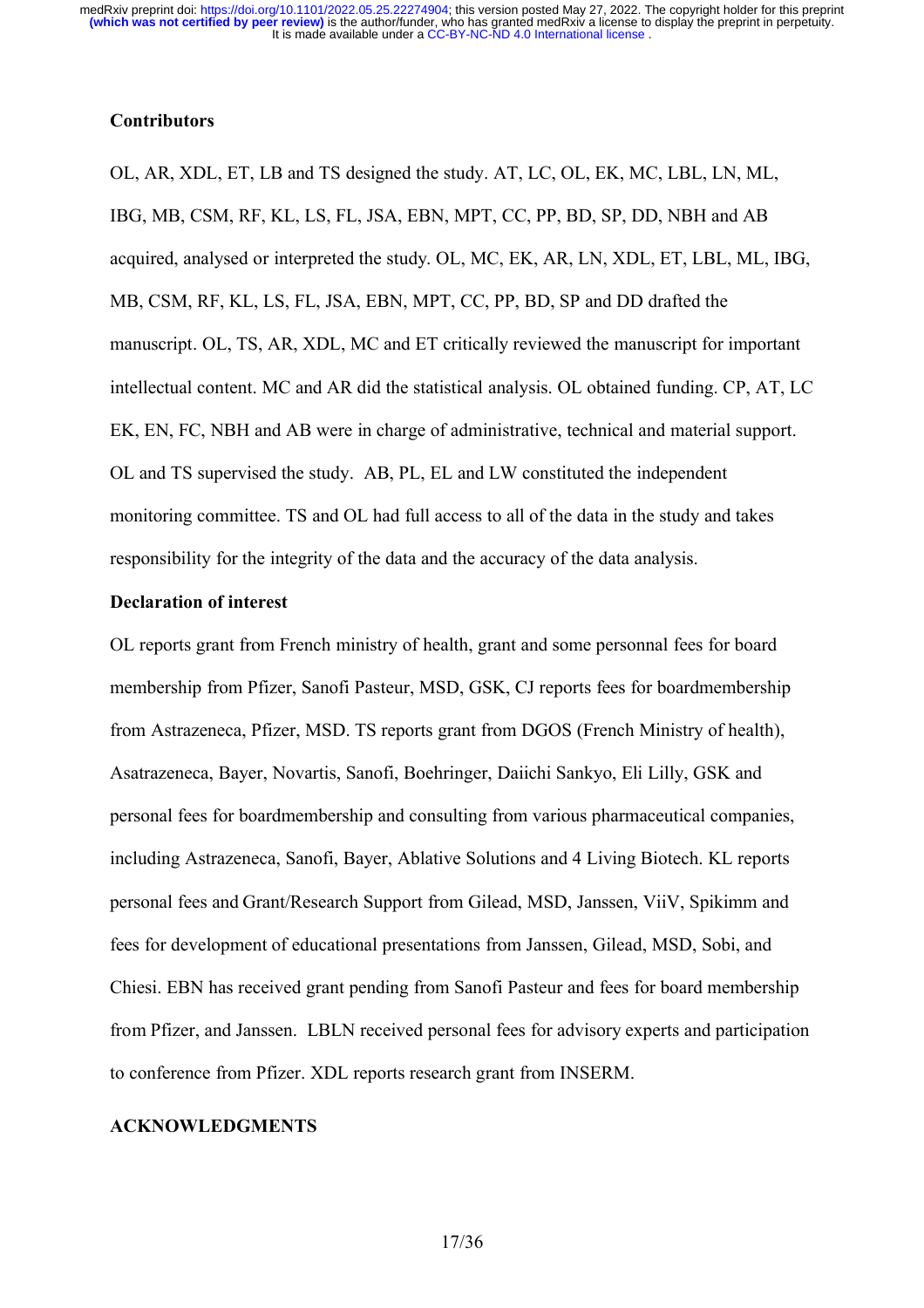**Contributors**

OL, AR, XDL, ET, LB and TS designed the study. AT, LC, OL, EK, MC, LBL, LN, ML, IBG, MB, CSM, RF, KL, LS, FL, JSA, EBN, MPT, CC, PP, BD, SP, DD, NBH and AB acquired, analysed or interpreted the study. OL, MC, EK, AR, LN, XDL, ET, LBL, ML, IBG, MB, CSM, RF, KL, LS, FL, JSA, EBN, MPT, CC, PP, BD, SP and DD drafted the manuscript. OL, TS, AR, XDL, MC and ET critically reviewed the manuscript for important intellectual content. MC and AR did the statistical analysis. OL obtained funding. CP, AT, LC EK, EN, FC, NBH and AB were in charge of administrative, technical and material support. OL and TS supervised the study. AB, PL, EL and LW constituted the independent monitoring committee. TS and OL had full access to all of the data in the study and takes responsibility for the integrity of the data and the accuracy of the data analysis.

**Declaration of interest**

OL reports grant from French ministry of health, grant and some personnal fees for board membership from Pfizer, Sanofi Pasteur, MSD, GSK, CJ reports fees for boardmembership from Astrazeneca, Pfizer, MSD. TS reports grant from DGOS (French Ministry of health), Asatrazeneca, Bayer, Novartis, Sanofi, Boehringer, Daiichi Sankyo, Eli Lilly, GSK and personal fees for boardmembership and consulting from various pharmaceutical companies, including Astrazeneca, Sanofi, Bayer, Ablative Solutions and 4 Living Biotech. KL reports personal fees and Grant/Research Support from Gilead, MSD, Janssen, ViiV, Spikimm and fees for development of educational presentations from Janssen, Gilead, MSD, Sobi, and Chiesi. EBN has received grant pending from Sanofi Pasteur and fees for board membership from Pfizer, and Janssen. LBLN received personal fees for advisory experts and participation to conference from Pfizer. XDL reports research grant from INSERM.

**ACKNOWLEDGMENTS**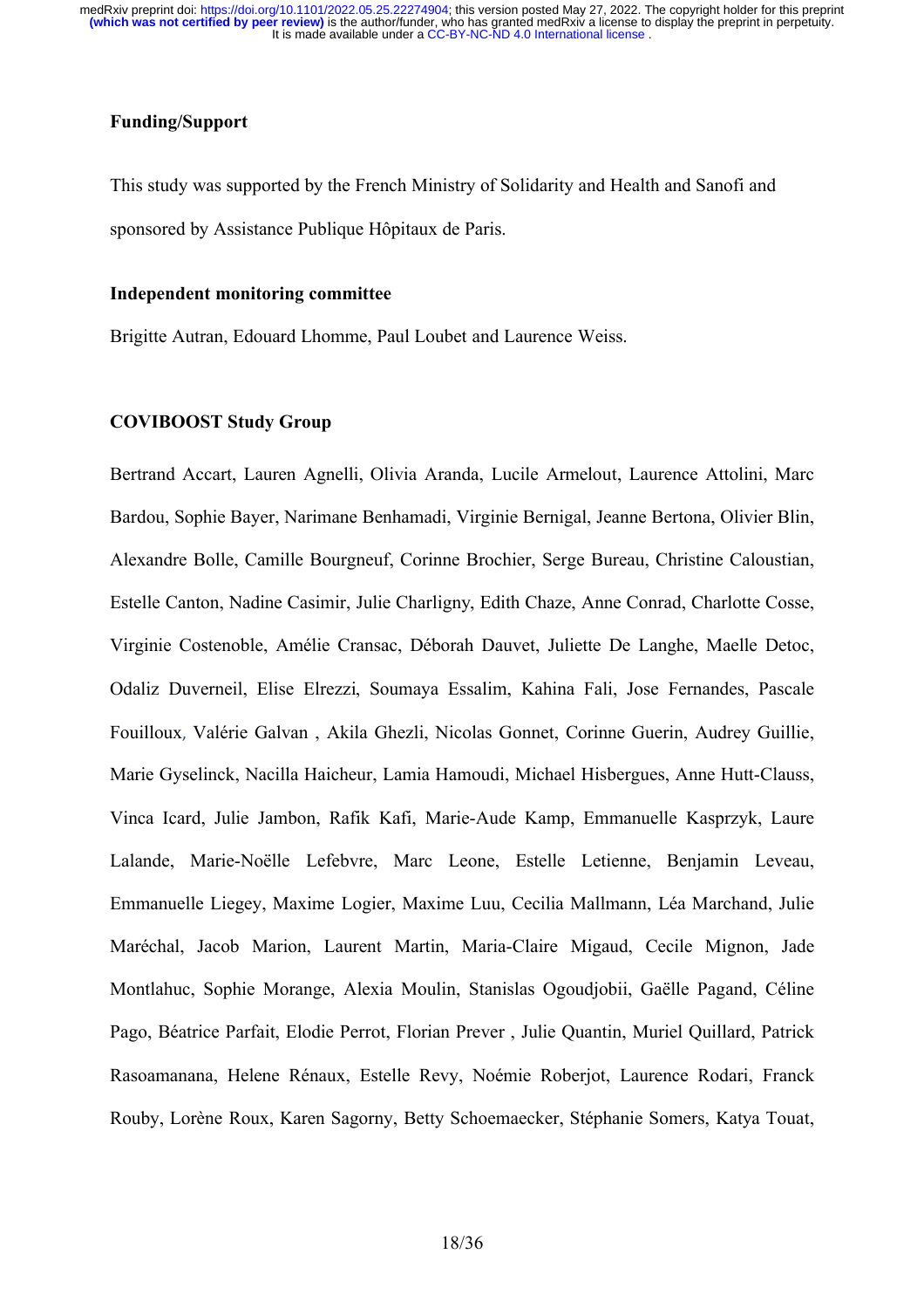**Funding/Support**

This study was supported by the French Ministry of Solidarity and Health and Sanofi and sponsored by Assistance Publique Hôpitaux de Paris.

**Independent monitoring committee**

Brigitte Autran, Edouard Lhomme, Paul Loubet and Laurence Weiss.

**COVIBOOST Study Group**

Bertrand Accart, Lauren Agnelli, Olivia Aranda, Lucile Armelout, Laurence Attolini, Marc Bardou, Sophie Bayer, Narimane Benhamadi, Virginie Bernigal, Jeanne Bertona, Olivier Blin, Alexandre Bolle, Camille Bourgneuf, Corinne Brochier, Serge Bureau, Christine Caloustian, Estelle Canton, Nadine Casimir, Julie Charligny, Edith Chaze, Anne Conrad, Charlotte Cosse, Virginie Costenoble, Amélie Cransac, Déborah Dauvet, Juliette De Langhe, Maelle Detoc, Odaliz Duverneil, Elise Elrezzi, Soumaya Essalim, Kahina Fali, Jose Fernandes, Pascale Fouilloux, Valérie Galvan , Akila Ghezli, Nicolas Gonnet, Corinne Guerin, Audrey Guillie, Marie Gyselinck, Nacilla Haicheur, Lamia Hamoudi, Michael Hisbergues, Anne Hutt-Clauss, Vinca Icard, Julie Jambon, Rafik Kafi, Marie-Aude Kamp, Emmanuelle Kasprzyk, Laure Lalande, Marie-Noëlle Lefebvre, Marc Leone, Estelle Letienne, Benjamin Leveau, Emmanuelle Liegey, Maxime Logier, Maxime Luu, Cecilia Mallmann, Léa Marchand, Julie Maréchal, Jacob Marion, Laurent Martin, Maria-Claire Migaud, Cecile Mignon, Jade Montlahuc, Sophie Morange, Alexia Moulin, Stanislas Ogoudjobii, Gaëlle Pagand, Céline Pago, Béatrice Parfait, Elodie Perrot, Florian Prever , Julie Quantin, Muriel Quillard, Patrick Rasoamanana, Helene Rénaux, Estelle Revy, Noémie Roberjot, Laurence Rodari, Franck Rouby, Lorène Roux, Karen Sagorny, Betty Schoemaecker, Stéphanie Somers, Katya Touat,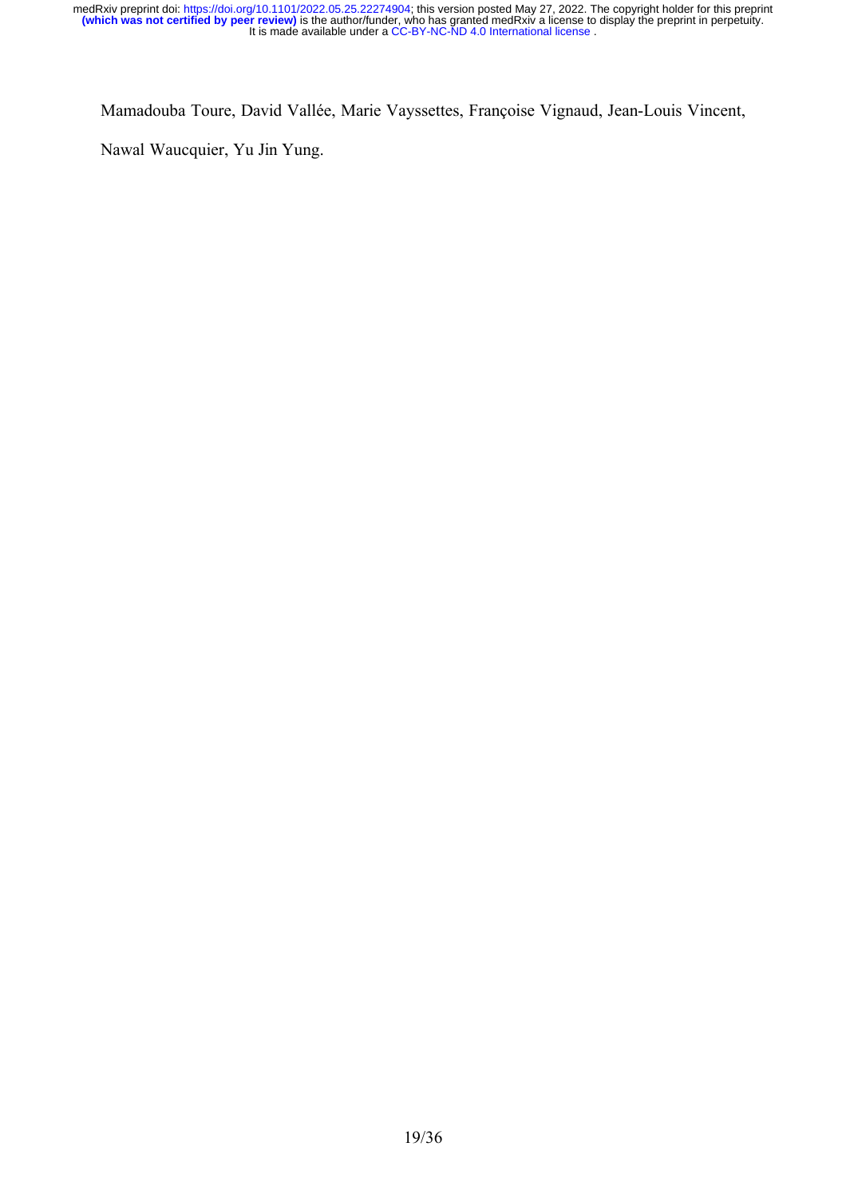Mamadouba Toure, David Vallée, Marie Vayssettes, Françoise Vignaud, Jean-Louis Vincent, Nawal Waucquier, Yu Jin Yung.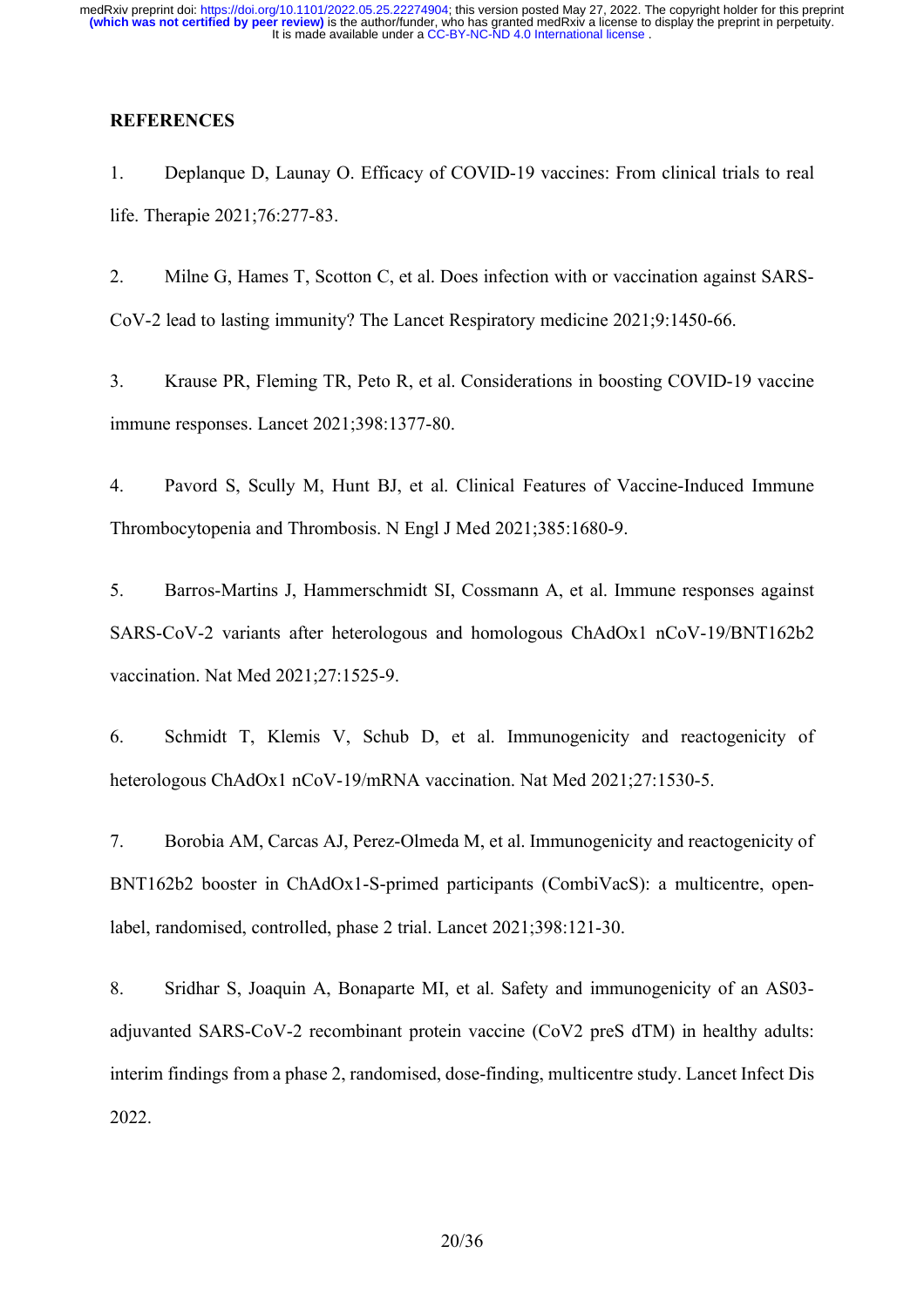## REFERENCES

1. Deplanque D, Launay O. Efficacy of COVID-19 vaccines: From clinical trials to real life. Therapie 2021;76:277-83.

2. Milne G, Hames T, Scotton C, et al. Does infection with or vaccination against SARS-CoV-2 lead to lasting immunity? The Lancet Respiratory medicine 2021;9:1450-66.

3. Krause PR, Fleming TR, Peto R, et al. Considerations in boosting COVID-19 vaccine immune responses. Lancet 2021;398:1377-80.

4. Pavord S, Scully M, Hunt BJ, et al. Clinical Features of Vaccine-Induced Immune Thrombocytopenia and Thrombosis. N Engl J Med 2021;385:1680-9.

5. Barros-Martins J, Hammerschmidt SI, Cossmann A, et al. Immune responses against SARS-CoV-2 variants after heterologous and homologous ChAdOx1 nCoV-19/BNT162b2 vaccination. Nat Med 2021;27:1525-9.

6. Schmidt T, Klemis V, Schub D, et al. Immunogenicity and reactogenicity of heterologous ChAdOx1 nCoV-19/mRNA vaccination. Nat Med 2021;27:1530-5.

7. Borobia AM, Carcas AJ, Perez-Olmeda M, et al. Immunogenicity and reactogenicity of BNT162b2 booster in ChAdOx1-S-primed participants (CombiVacS): a multicentre, open-label, randomised, controlled, phase 2 trial. Lancet 2021;398:121-30.

8. Sridhar S, Joaquin A, Bonaparte MI, et al. Safety and immunogenicity of an AS03-adjuvanted SARS-CoV-2 recombinant protein vaccine (CoV2 preS dTM) in healthy adults: interim findings from a phase 2, randomised, dose-finding, multicentre study. Lancet Infect Dis 2022.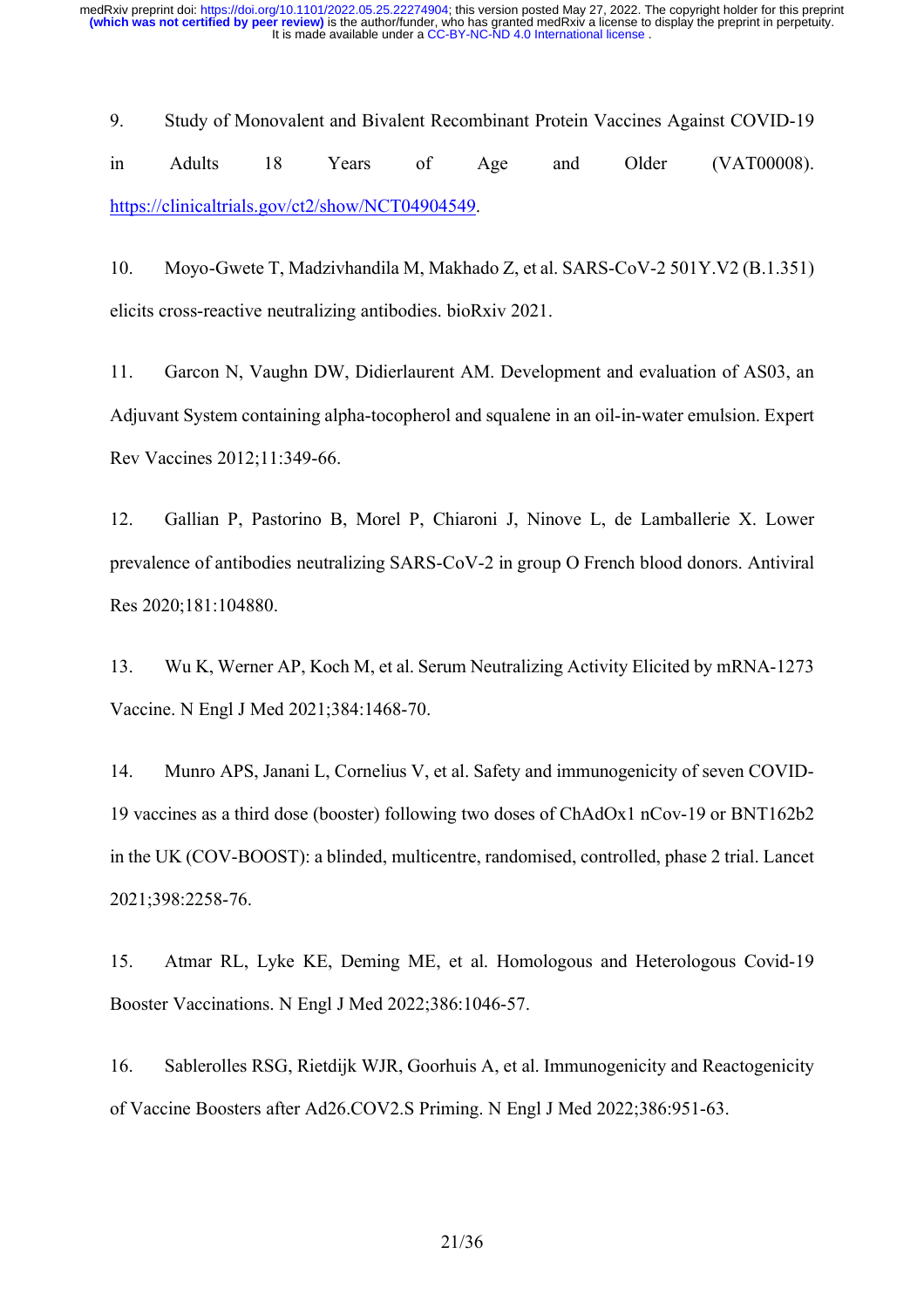9. Study of Monovalent and Bivalent Recombinant Protein Vaccines Against COVID-19 in Adults 18 Years of Age and Older (VAT00008). https://clinicaltrials.gov/ct2/show/NCT04904549.

10. Moyo-Gwete T, Madzivhandila M, Makhado Z, et al. SARS-CoV-2 501Y.V2 (B.1.351) elicits cross-reactive neutralizing antibodies. bioRxiv 2021.

11. Garcon N, Vaughn DW, Didierlaurent AM. Development and evaluation of AS03, an Adjuvant System containing alpha-tocopherol and squalene in an oil-in-water emulsion. Expert Rev Vaccines 2012;11:349-66.

12. Gallian P, Pastorino B, Morel P, Chiaroni J, Ninove L, de Lamballerie X. Lower prevalence of antibodies neutralizing SARS-CoV-2 in group O French blood donors. Antiviral Res 2020;181:104880.

13. Wu K, Werner AP, Koch M, et al. Serum Neutralizing Activity Elicited by mRNA-1273 Vaccine. N Engl J Med 2021;384:1468-70.

14. Munro APS, Janani L, Cornelius V, et al. Safety and immunogenicity of seven COVID-19 vaccines as a third dose (booster) following two doses of ChAdOx1 nCov-19 or BNT162b2 in the UK (COV-BOOST): a blinded, multicentre, randomised, controlled, phase 2 trial. Lancet 2021;398:2258-76.

15. Atmar RL, Lyke KE, Deming ME, et al. Homologous and Heterologous Covid-19 Booster Vaccinations. N Engl J Med 2022;386:1046-57.

16. Sablerolles RSG, Rietdijk WJR, Goorhuis A, et al. Immunogenicity and Reactogenicity of Vaccine Boosters after Ad26.COV2.S Priming. N Engl J Med 2022;386:951-63.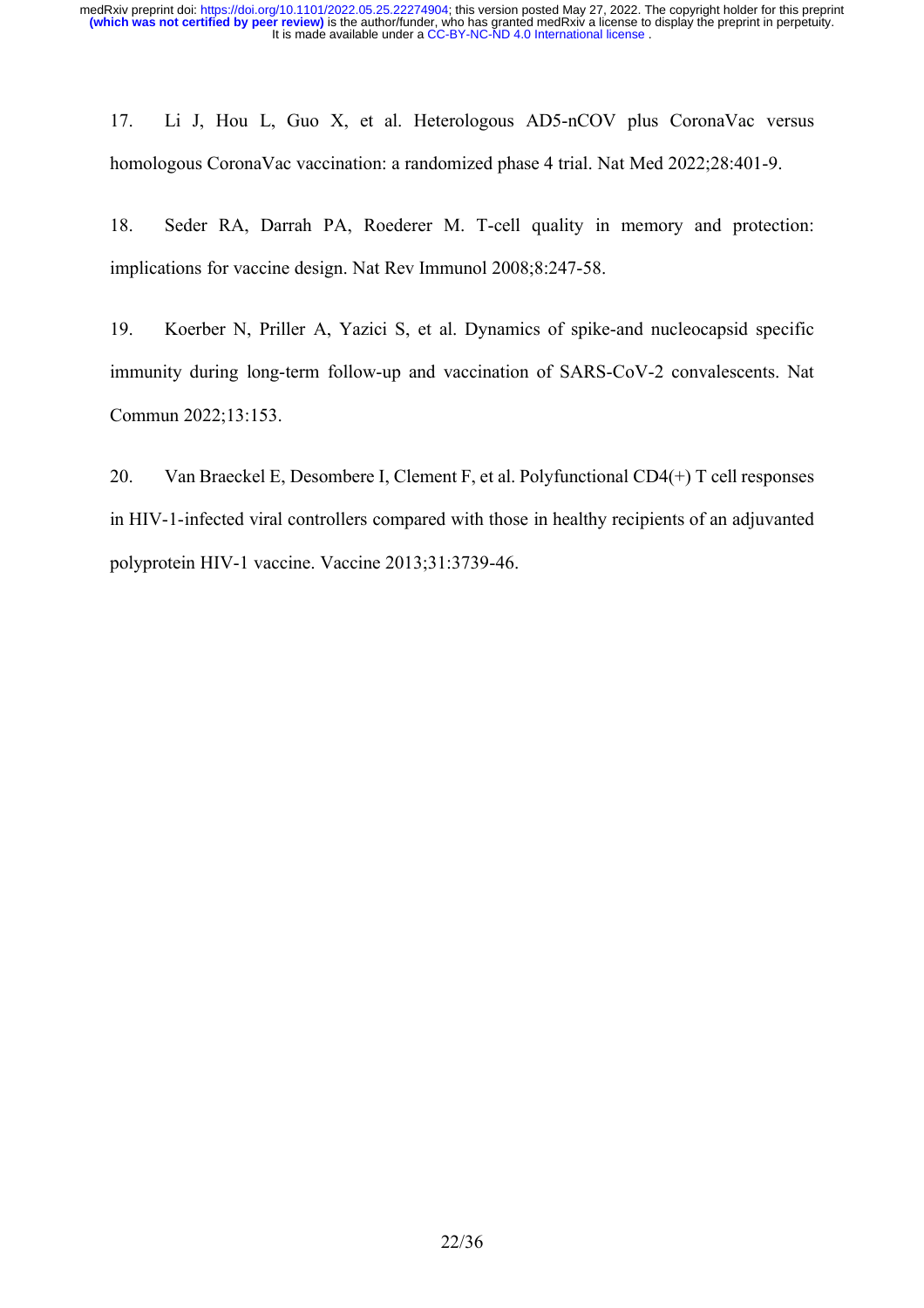17. Li J, Hou L, Guo X, et al. Heterologous AD5-nCOV plus CoronaVac versus homologous CoronaVac vaccination: a randomized phase 4 trial. Nat Med 2022;28:401-9.

18. Seder RA, Darrah PA, Roederer M. T-cell quality in memory and protection: implications for vaccine design. Nat Rev Immunol 2008;8:247-58.

19. Koerber N, Priller A, Yazici S, et al. Dynamics of spike-and nucleocapsid specific immunity during long-term follow-up and vaccination of SARS-CoV-2 convalescents. Nat Commun 2022;13:153.

20. Van Braeckel E, Desombere I, Clement F, et al. Polyfunctional CD4(+) T cell responses in HIV-1-infected viral controllers compared with those in healthy recipients of an adjuvanted polyprotein HIV-1 vaccine. Vaccine 2013;31:3739-46.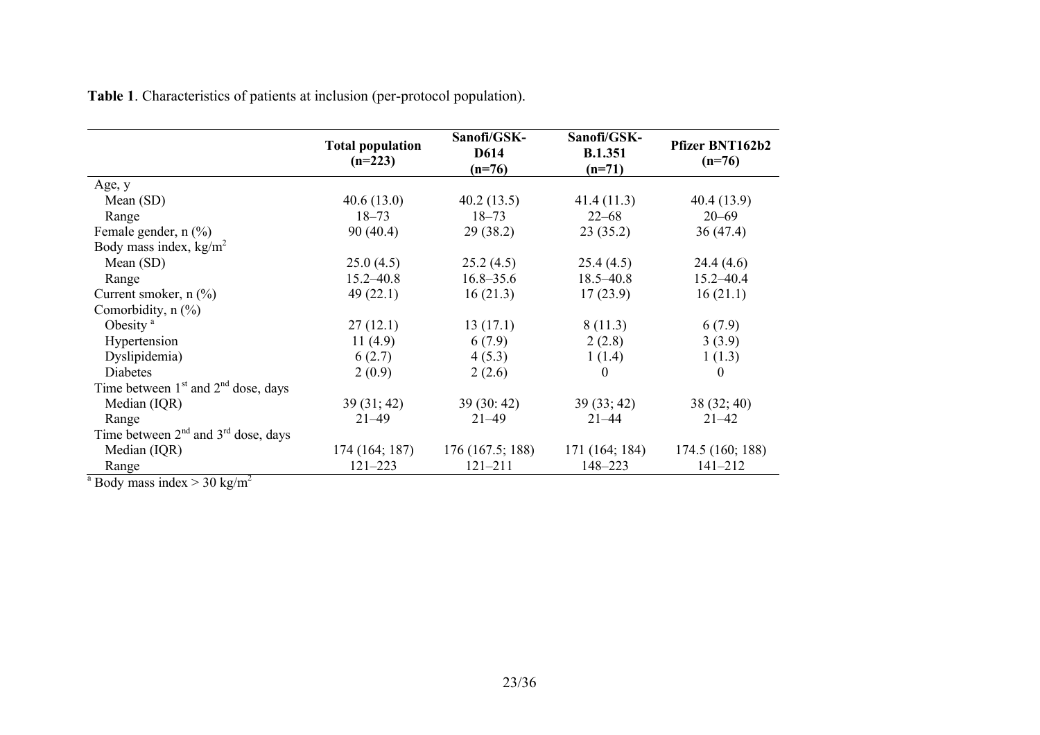**Table 1**. Characteristics of patients at inclusion (per-protocol population).

| | Total population (n=223) | Sanofi/GSK-D614 (n=76) | Sanofi/GSK-B.1.351 (n=71) | Pfizer BNT162b2 (n=76) |
|---|---|---|---|---|
| Age, y | | | | |
| Mean (SD) | 40.6 (13.0) | 40.2 (13.5) | 41.4 (11.3) | 40.4 (13.9) |
| Range | 18–73 | 18–73 | 22–68 | 20–69 |
| Female gender, n (%) | 90 (40.4) | 29 (38.2) | 23 (35.2) | 36 (47.4) |
| Body mass index, kg/m$^2$ | | | | |
| Mean (SD) | 25.0 (4.5) | 25.2 (4.5) | 25.4 (4.5) | 24.4 (4.6) |
| Range | 15.2–40.8 | 16.8–35.6 | 18.5–40.8 | 15.2–40.4 |
| Current smoker, n (%) | 49 (22.1) | 16 (21.3) | 17 (23.9) | 16 (21.1) |
| Comorbidity, n (%) | | | | |
| Obesity [a] | 27 (12.1) | 13 (17.1) | 8 (11.3) | 6 (7.9) |
| Hypertension | 11 (4.9) | 6 (7.9) | 2 (2.8) | 3 (3.9) |
| Dyslipidemia) | 6 (2.7) | 4 (5.3) | 1 (1.4) | 1 (1.3) |
| Diabetes | 2 (0.9) | 2 (2.6) | 0 | 0 |
| Time between 1[st] and 2[nd] dose, days | | | | |
| Median (IQR) | 39 (31; 42) | 39 (30: 42) | 39 (33; 42) | 38 (32; 40) |
| Range | 21–49 | 21–49 | 21–44 | 21–42 |
| Time between 2[nd] and 3[rd] dose, days | | | | |
| Median (IQR) | 174 (164; 187) | 176 (167.5; 188) | 171 (164; 184) | 174.5 (160; 188) |
| Range | 121–223 | 121–211 | 148–223 | 141–212 |

[a] Body mass index > 30 kg/m$^2$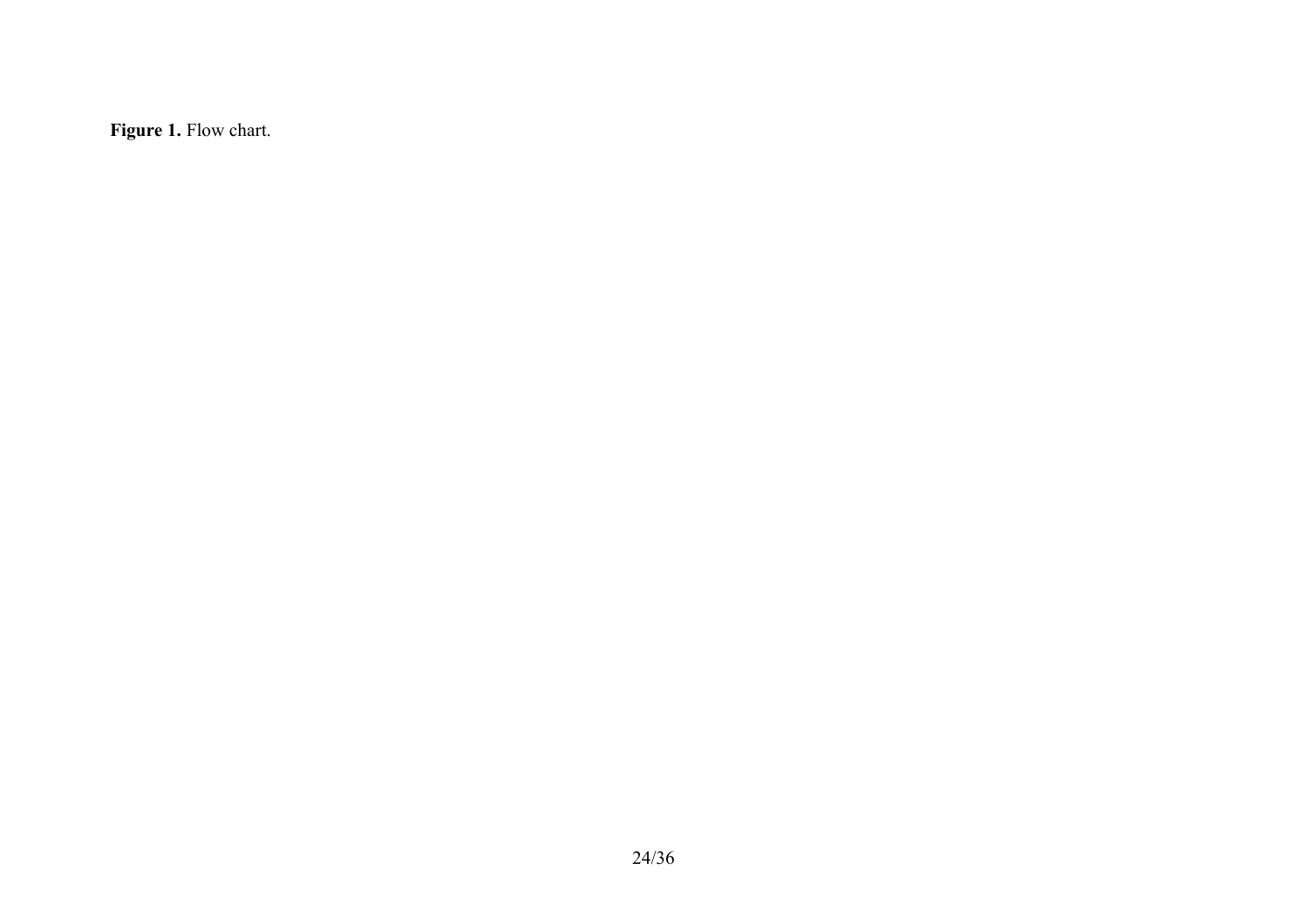**Figure 1.** Flow chart.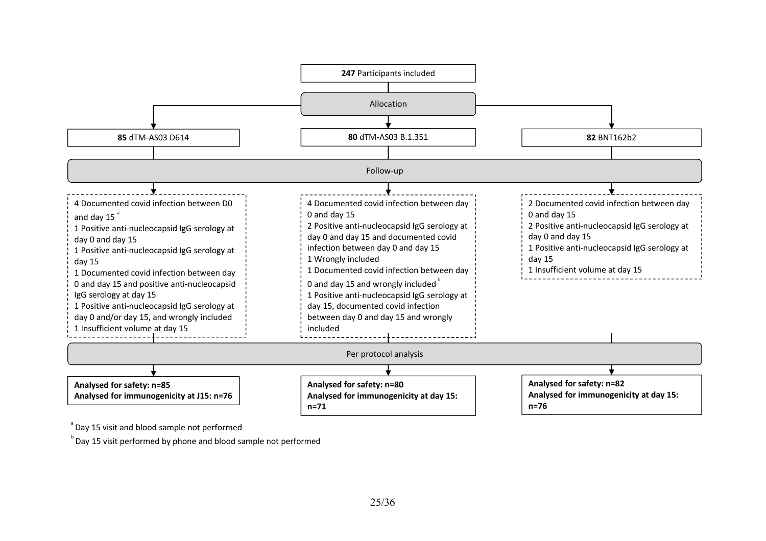**247** Participants included

Allocation

| **85** dTM-AS03 D614 | **80** dTM-AS03 B.1.351 | **82** BNT162b2 |
| --- | --- | --- |

Follow-up

**dTM-AS03 D614:**

- 4 Documented covid infection between D0 and day 15 [a]
- 1 Positive anti-nucleocapsid IgG serology at day 0 and day 15
- 1 Positive anti-nucleocapsid IgG serology at day 15
- 1 Documented covid infection between day 0 and day 15 and positive anti-nucleocapsid IgG serology at day 15
- 1 Positive anti-nucleocapsid IgG serology at day 0 and/or day 15, and wrongly included
- 1 Insufficient volume at day 15

**dTM-AS03 B.1.351:**

- 4 Documented covid infection between day 0 and day 15
- 2 Positive anti-nucleocapsid IgG serology at day 0 and day 15 and documented covid infection between day 0 and day 15
- 1 Wrongly included
- 1 Documented covid infection between day 0 and day 15 and wrongly included [b]
- 1 Positive anti-nucleocapsid IgG serology at day 15, documented covid infection between day 0 and day 15 and wrongly included

**BNT162b2:**

- 2 Documented covid infection between day 0 and day 15
- 2 Positive anti-nucleocapsid IgG serology at day 0 and day 15
- 1 Positive anti-nucleocapsid IgG serology at day 15
- 1 Insufficient volume at day 15

Per protocol analysis

| dTM-AS03 D614 | dTM-AS03 B.1.351 | BNT162b2 |
| --- | --- | --- |
| **Analysed for safety: n=85** | **Analysed for safety: n=80** | **Analysed for safety: n=82** |
| **Analysed for immunogenicity at J15: n=76** | **Analysed for immunogenicity at day 15: n=71** | **Analysed for immunogenicity at day 15: n=76** |

[a] Day 15 visit and blood sample not performed

[b] Day 15 visit performed by phone and blood sample not performed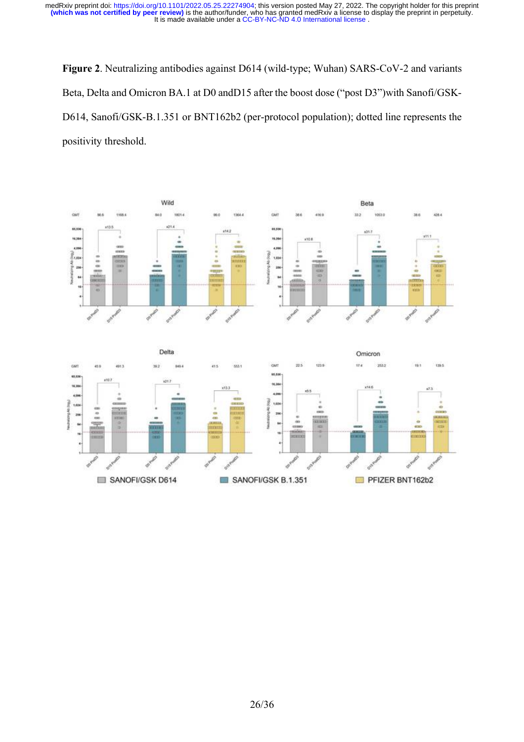**Figure 2**. Neutralizing antibodies against D614 (wild-type; Wuhan) SARS-CoV-2 and variants Beta, Delta and Omicron BA.1 at D0 andD15 after the boost dose ("post D3")with Sanofi/GSK-D614, Sanofi/GSK-B.1.351 or BNT162b2 (per-protocol population); dotted line represents the positivity threshold.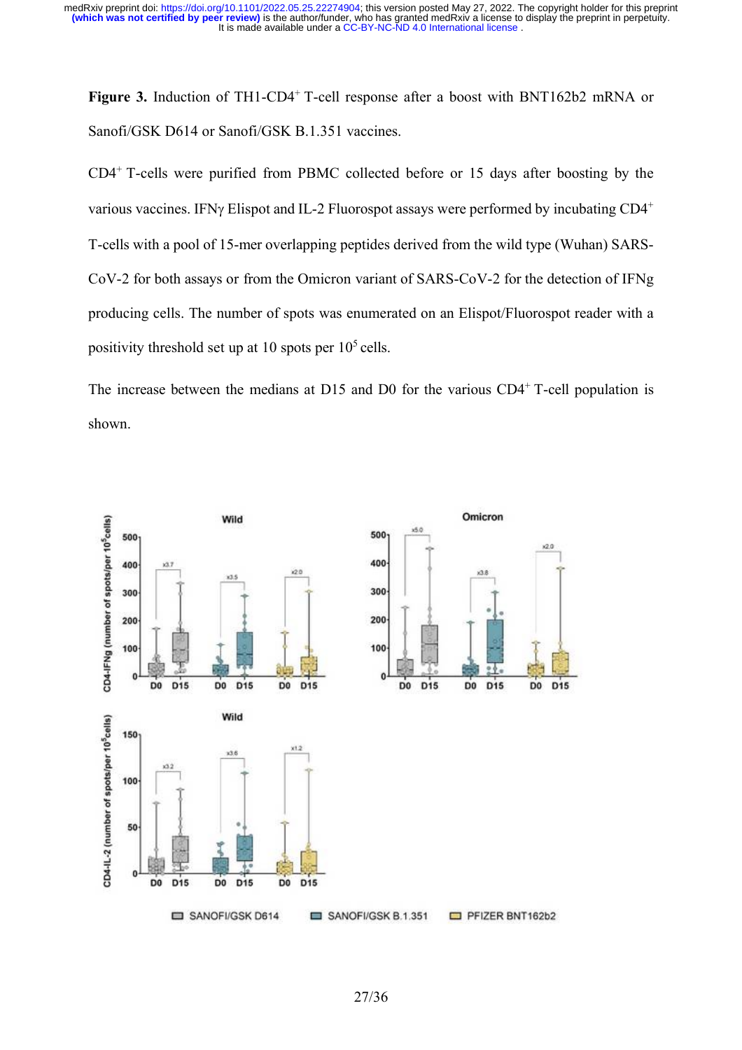**Figure 3.** Induction of TH1-CD4$^+$ T-cell response after a boost with BNT162b2 mRNA or Sanofi/GSK D614 or Sanofi/GSK B.1.351 vaccines.

CD4$^+$ T-cells were purified from PBMC collected before or 15 days after boosting by the various vaccines. IFNγ Elispot and IL-2 Fluorospot assays were performed by incubating CD4$^+$ T-cells with a pool of 15-mer overlapping peptides derived from the wild type (Wuhan) SARS-CoV-2 for both assays or from the Omicron variant of SARS-CoV-2 for the detection of IFNg producing cells. The number of spots was enumerated on an Elispot/Fluorospot reader with a positivity threshold set up at 10 spots per $10^5$ cells.

The increase between the medians at D15 and D0 for the various CD4$^+$ T-cell population is shown.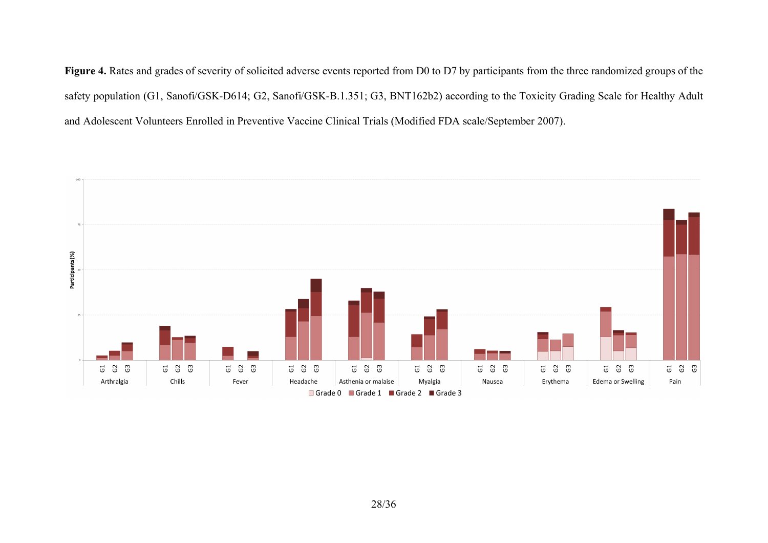**Figure 4.** Rates and grades of severity of solicited adverse events reported from D0 to D7 by participants from the three randomized groups of the safety population (G1, Sanofi/GSK-D614; G2, Sanofi/GSK-B.1.351; G3, BNT162b2) according to the Toxicity Grading Scale for Healthy Adult and Adolescent Volunteers Enrolled in Preventive Vaccine Clinical Trials (Modified FDA scale/September 2007).

Participants (%)

100
75
50
25
0

G1 G2 G3 Arthralgia
G1 G2 G3 Chills
G1 G2 G3 Fever
G1 G2 G3 Headache
G1 G2 G3 Asthenia or malaise
G1 G2 G3 Myalgia
G1 G2 G3 Nausea
G1 G2 G3 Erythema
G1 G2 G3 Edema or Swelling
G1 G2 G3 Pain

Grade 0 Grade 1 Grade 2 Grade 3